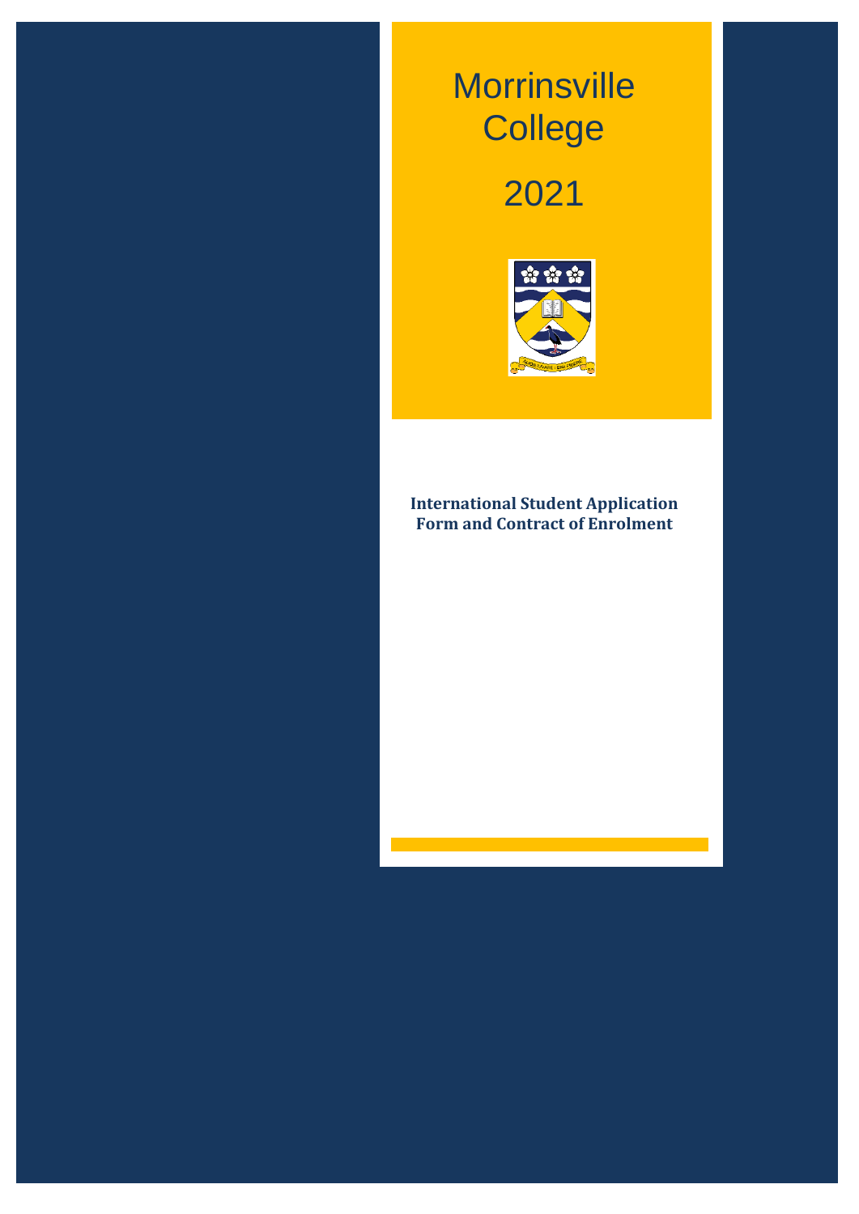# Morrinsville College

# 2021

**International Student Application Form and Contract of Enrolment**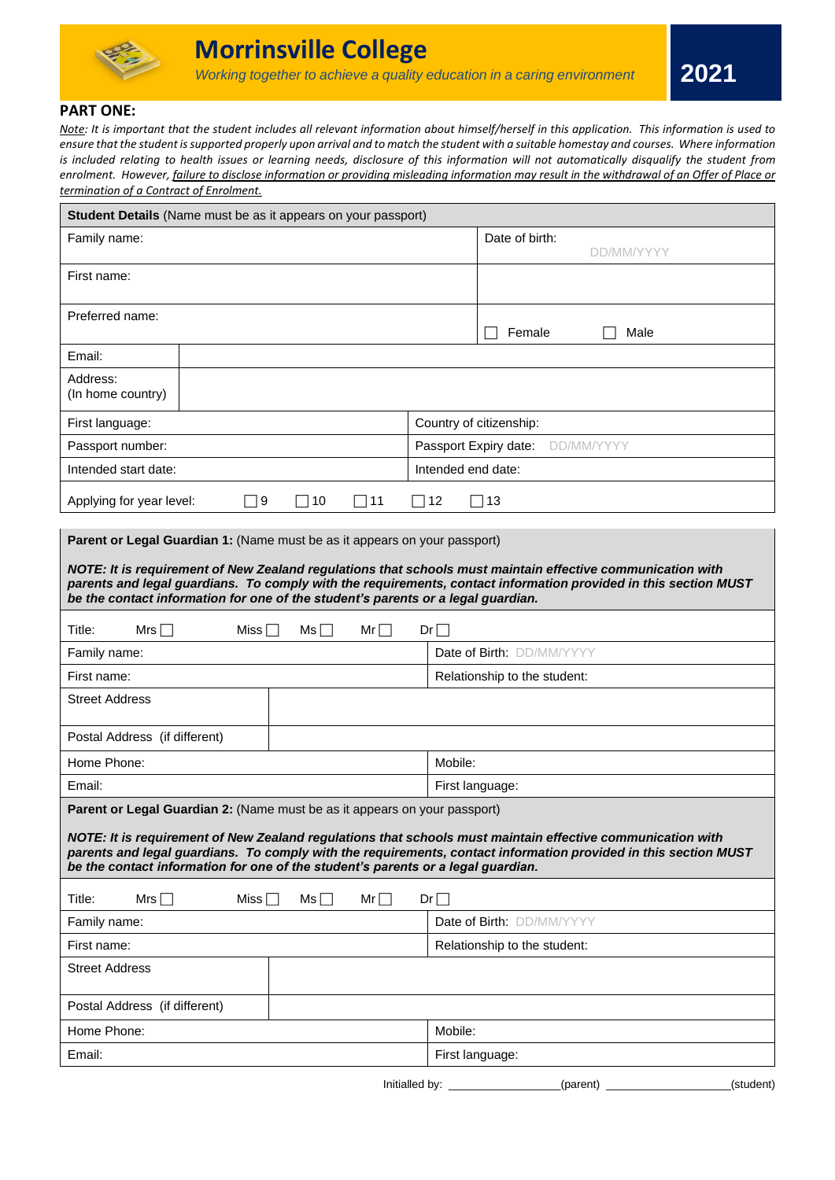# Morrinsville College

*Working together to achieve a quality education in a caring environment*

**2021**

## PART ONE:

*Note: It is important that the student includes all relevant information about himself/herself in this application. This information is used to ensure that the student is supported properly upon arrival and to match the student with a suitable homestay and courses. Where information is included relating to health issues or learning needs, disclosure of this information will not automatically disqualify the student from enrolment. However, failure to disclose information or providing misleading information may result in the withdrawal of an Offer of Place or termination of a Contract of Enrolment.*

| **Student Details** (Name must be as it appears on your passport) | |
|---|---|
| Family name: | Date of birth: DD/MM/YYYY |
| First name: | |
| Preferred name: | ☐ Female ☐ Male |
| Email: | |
| Address: (In home country) | |
| First language: | Country of citizenship: |
| Passport number: | Passport Expiry date: DD/MM/YYYY |
| Intended start date: | Intended end date: |
| Applying for year level: ☐ 9 ☐ 10 ☐ 11 ☐ 12 ☐ 13 | |

**Parent or Legal Guardian 1:** (Name must be as it appears on your passport)

***NOTE: It is requirement of New Zealand regulations that schools must maintain effective communication with parents and legal guardians. To comply with the requirements, contact information provided in this section MUST be the contact information for one of the student's parents or a legal guardian.***

| | |
|---|---|
| Title: Mrs ☐ Miss ☐ Ms ☐ Mr ☐ Dr ☐ | |
| Family name: | Date of Birth: DD/MM/YYYY |
| First name: | Relationship to the student: |
| Street Address | |
| Postal Address (if different) | |
| Home Phone: | Mobile: |
| Email: | First language: |

**Parent or Legal Guardian 2:** (Name must be as it appears on your passport)

***NOTE: It is requirement of New Zealand regulations that schools must maintain effective communication with parents and legal guardians. To comply with the requirements, contact information provided in this section MUST be the contact information for one of the student's parents or a legal guardian.***

| | |
|---|---|
| Title: Mrs ☐ Miss ☐ Ms ☐ Mr ☐ Dr ☐ | |
| Family name: | Date of Birth: DD/MM/YYYY |
| First name: | Relationship to the student: |
| Street Address | |
| Postal Address (if different) | |
| Home Phone: | Mobile: |
| Email: | First language: |

Initialled by: ________________(parent) ________________(student)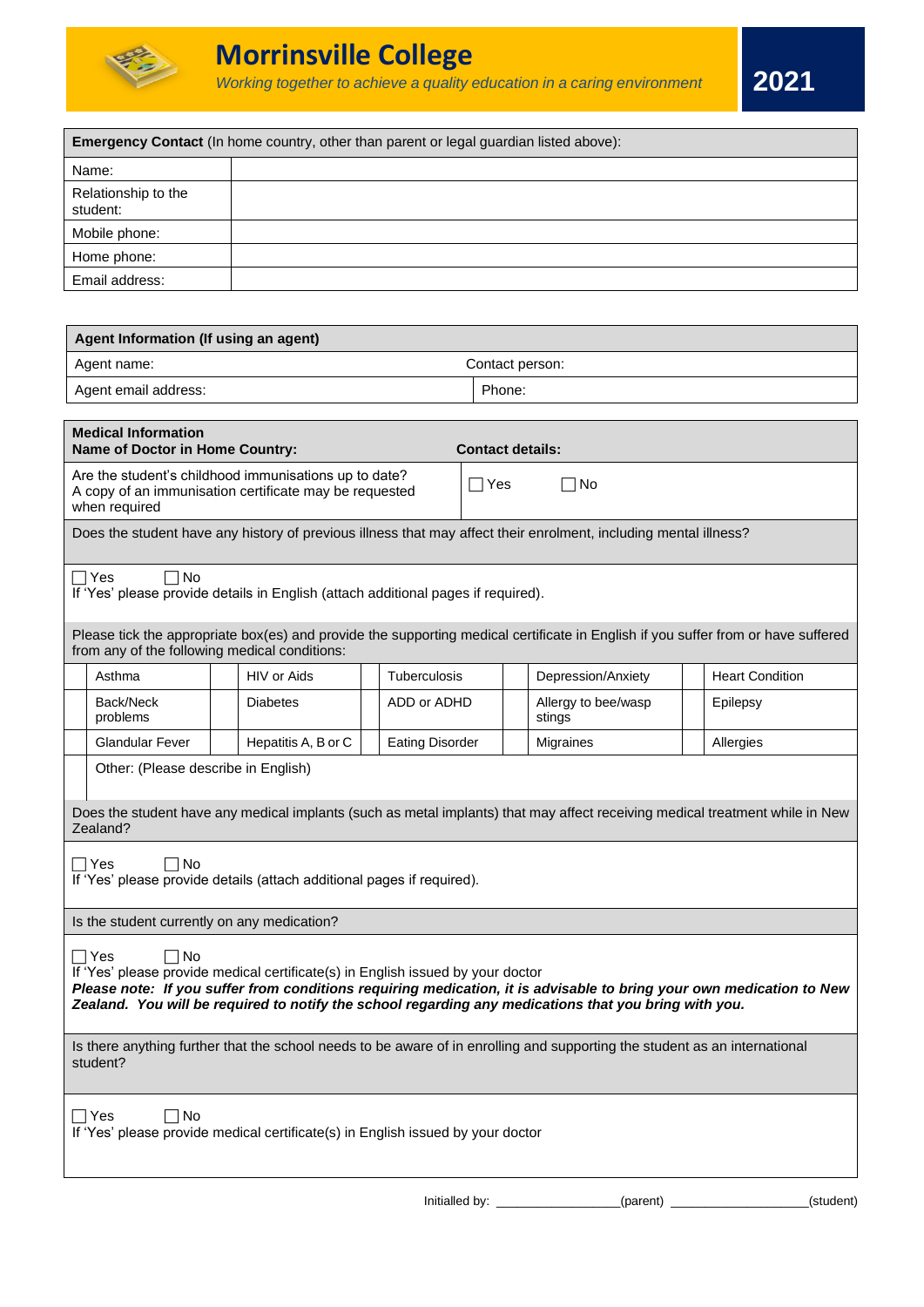# Morrinsville College

*Working together to achieve a quality education in a caring environment*

**2021**

| **Emergency Contact** (In home country, other than parent or legal guardian listed above): | |
|---|---|
| Name: | |
| Relationship to the student: | |
| Mobile phone: | |
| Home phone: | |
| Email address: | |

| **Agent Information (If using an agent)** | |
|---|---|
| Agent name: | Contact person: |
| Agent email address: | Phone: |

**Medical Information**

**Name of Doctor in Home Country:** **Contact details:**

Are the student's childhood immunisations up to date?
A copy of an immunisation certificate may be requested when required

☐ Yes ☐ No

Does the student have any history of previous illness that may affect their enrolment, including mental illness?

☐ Yes ☐ No
If 'Yes' please provide details in English (attach additional pages if required).

Please tick the appropriate box(es) and provide the supporting medical certificate in English if you suffer from or have suffered from any of the following medical conditions:

| | | | | | | | | | |
|---|---|---|---|---|---|---|---|---|---|
| ☐ | Asthma | ☐ | HIV or Aids | ☐ | Tuberculosis | ☐ | Depression/Anxiety | ☐ | Heart Condition |
| ☐ | Back/Neck problems | ☐ | Diabetes | ☐ | ADD or ADHD | ☐ | Allergy to bee/wasp stings | ☐ | Epilepsy |
| ☐ | Glandular Fever | ☐ | Hepatitis A, B or C | ☐ | Eating Disorder | ☐ | Migraines | ☐ | Allergies |
| ☐ | Other: (Please describe in English) | | | | | | | | |

Does the student have any medical implants (such as metal implants) that may affect receiving medical treatment while in New Zealand?

☐ Yes ☐ No
If 'Yes' please provide details (attach additional pages if required).

Is the student currently on any medication?

☐ Yes ☐ No
If 'Yes' please provide medical certificate(s) in English issued by your doctor
***Please note: If you suffer from conditions requiring medication, it is advisable to bring your own medication to New Zealand. You will be required to notify the school regarding any medications that you bring with you.***

Is there anything further that the school needs to be aware of in enrolling and supporting the student as an international student?

☐ Yes ☐ No
If 'Yes' please provide medical certificate(s) in English issued by your doctor

Initialled by: _________________(parent) __________________(student)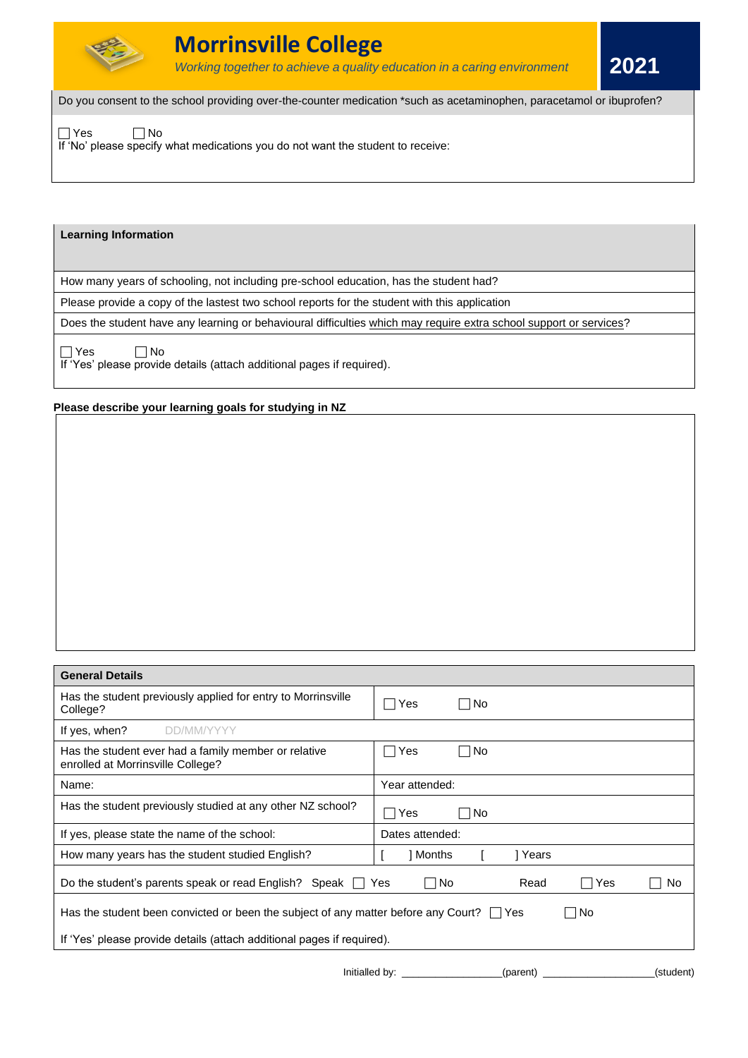Do you consent to the school providing over-the-counter medication *such as acetaminophen, paracetamol or ibuprofen?

☐ Yes ☐ No
If 'No' please specify what medications you do not want the student to receive:

| Learning Information |
|---|
| How many years of schooling, not including pre-school education, has the student had? |
| Please provide a copy of the lastest two school reports for the student with this application |
| Does the student have any learning or behavioural difficulties which may require extra school support or services? |
| ☐ Yes ☐ No<br>If 'Yes' please provide details (attach additional pages if required). |

**Please describe your learning goals for studying in NZ**

| General Details | |
|---|---|
| Has the student previously applied for entry to Morrinsville College? | ☐ Yes ☐ No |
| If yes, when? DD/MM/YYYY | |
| Has the student ever had a family member or relative enrolled at Morrinsville College? | ☐ Yes ☐ No |
| Name: | Year attended: |
| Has the student previously studied at any other NZ school? | ☐ Yes ☐ No |
| If yes, please state the name of the school: | Dates attended: |
| How many years has the student studied English? | [ ] Months [ ] Years |
| Do the student's parents speak or read English? Speak ☐ Yes ☐ No Read ☐ Yes ☐ No | |
| Has the student been convicted or been the subject of any matter before any Court? ☐ Yes ☐ No<br>If 'Yes' please provide details (attach additional pages if required). | |

Initialled by: _________________(parent) ___________________(student)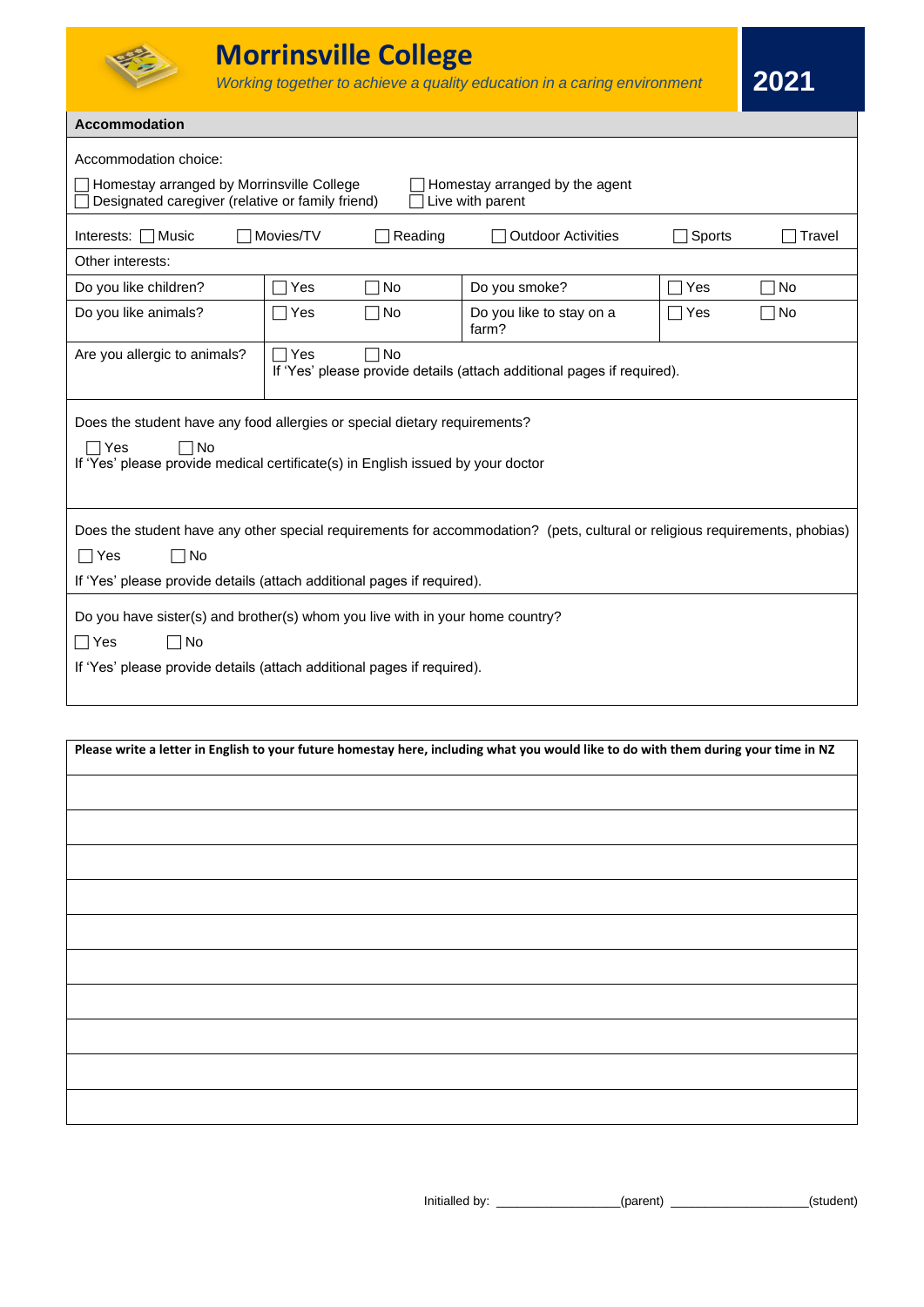# Morrinsville College

*Working together to achieve a quality education in a caring environment*

**2021**

## Accommodation

Accommodation choice:

☐ Homestay arranged by Morrinsville College ☐ Homestay arranged by the agent
☐ Designated caregiver (relative or family friend) ☐ Live with parent

Interests: ☐ Music ☐ Movies/TV ☐ Reading ☐ Outdoor Activities ☐ Sports ☐ Travel

Other interests:

| | | | | | |
|---|---|---|---|---|---|
| Do you like children? | ☐ Yes | ☐ No | Do you smoke? | ☐ Yes | ☐ No |
| Do you like animals? | ☐ Yes | ☐ No | Do you like to stay on a farm? | ☐ Yes | ☐ No |

Are you allergic to animals? ☐ Yes ☐ No
If 'Yes' please provide details (attach additional pages if required).

Does the student have any food allergies or special dietary requirements?

☐ Yes ☐ No
If 'Yes' please provide medical certificate(s) in English issued by your doctor

Does the student have any other special requirements for accommodation? (pets, cultural or religious requirements, phobias)

☐ Yes ☐ No

If 'Yes' please provide details (attach additional pages if required).

Do you have sister(s) and brother(s) whom you live with in your home country?

☐ Yes ☐ No

If 'Yes' please provide details (attach additional pages if required).

**Please write a letter in English to your future homestay here, including what you would like to do with them during your time in NZ**

Initialled by: _________________(parent) ___________________(student)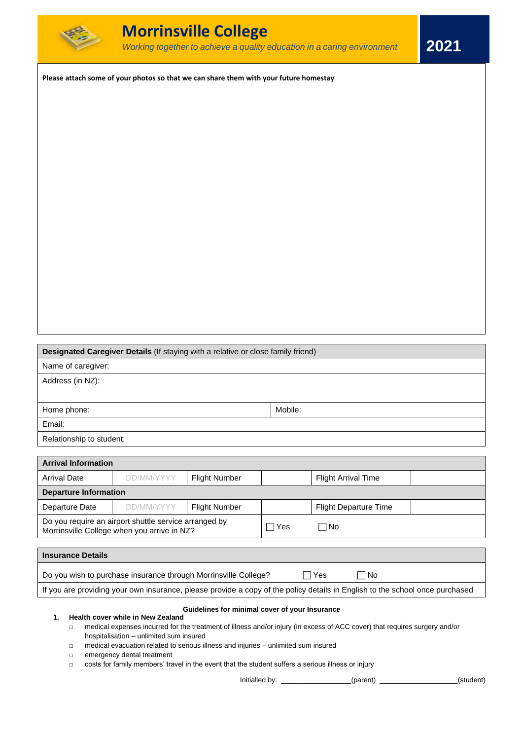# Morrinsville College

*Working together to achieve a quality education in a caring environment*

**2021**

**Please attach some of your photos so that we can share them with your future homestay**

| **Designated Caregiver Details** (If staying with a relative or close family friend) | |
|---|---|
| Name of caregiver: | |
| Address (in NZ): | |
| | |
| Home phone: | Mobile: |
| Email: | |
| Relationship to student: | |

| **Arrival Information** | | | | | |
|---|---|---|---|---|---|
| Arrival Date | DD/MM/YYYY | Flight Number | | Flight Arrival Time | |
| **Departure Information** | | | | | |
| Departure Date | DD/MM/YYYY | Flight Number | | Flight Departure Time | |
| Do you require an airport shuttle service arranged by Morrinsville College when you arrive in NZ? | | | ☐ Yes | ☐ No | |

| **Insurance Details** |
|---|
| Do you wish to purchase insurance through Morrinsville College? ☐ Yes ☐ No |
| If you are providing your own insurance, please provide a copy of the policy details in English to the school once purchased |

**Guidelines for minimal cover of your Insurance**

1. **Health cover while in New Zealand**
   - medical expenses incurred for the treatment of illness and/or injury (in excess of ACC cover) that requires surgery and/or hospitalisation – unlimited sum insured
   - medical evacuation related to serious illness and injuries – unlimited sum insured
   - emergency dental treatment
   - costs for family members' travel in the event that the student suffers a serious illness or injury

Initialled by: _________________(parent) ___________________(student)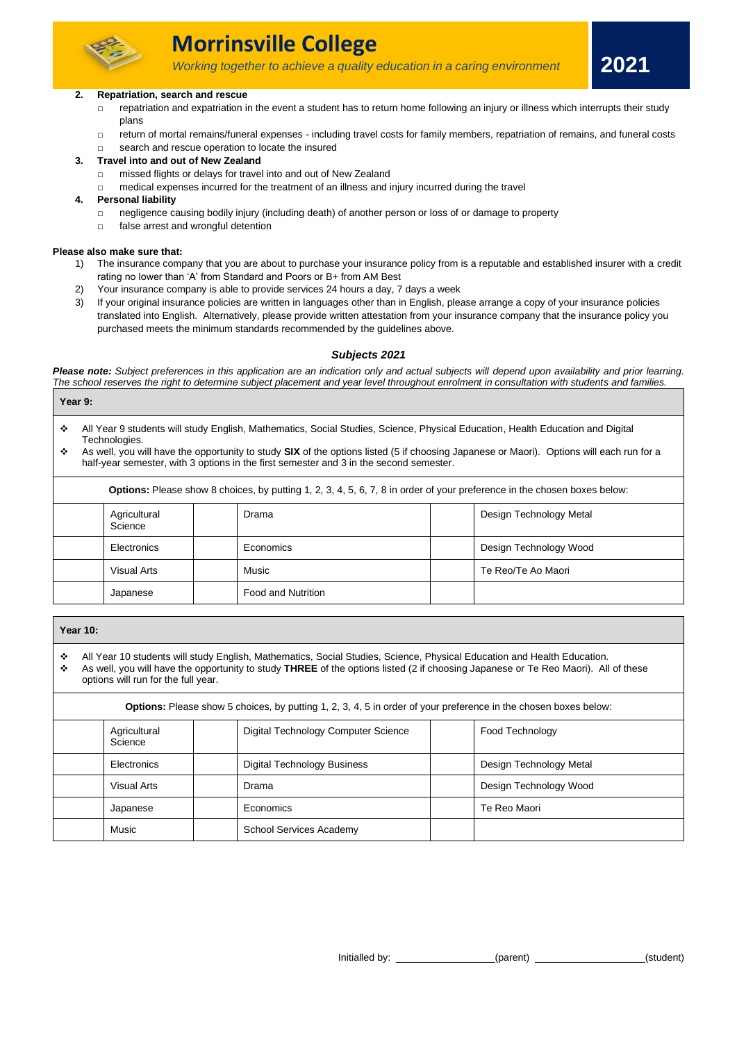2. **Repatriation, search and rescue**
   - repatriation and expatriation in the event a student has to return home following an injury or illness which interrupts their study plans
   - return of mortal remains/funeral expenses - including travel costs for family members, repatriation of remains, and funeral costs
   - search and rescue operation to locate the insured
3. **Travel into and out of New Zealand**
   - missed flights or delays for travel into and out of New Zealand
   - medical expenses incurred for the treatment of an illness and injury incurred during the travel
4. **Personal liability**
   - negligence causing bodily injury (including death) of another person or loss of or damage to property
   - false arrest and wrongful detention

**Please also make sure that:**

1) The insurance company that you are about to purchase your insurance policy from is a reputable and established insurer with a credit rating no lower than 'A' from Standard and Poors or B+ from AM Best
2) Your insurance company is able to provide services 24 hours a day, 7 days a week
3) If your original insurance policies are written in languages other than in English, please arrange a copy of your insurance policies translated into English. Alternatively, please provide written attestation from your insurance company that the insurance policy you purchased meets the minimum standards recommended by the guidelines above.

## *Subjects 2021*

***Please note:*** *Subject preferences in this application are an indication only and actual subjects will depend upon availability and prior learning. The school reserves the right to determine subject placement and year level throughout enrolment in consultation with students and families.*

**Year 9:**

- All Year 9 students will study English, Mathematics, Social Studies, Science, Physical Education, Health Education and Digital Technologies.
- As well, you will have the opportunity to study **SIX** of the options listed (5 if choosing Japanese or Maori). Options will each run for a half-year semester, with 3 options in the first semester and 3 in the second semester.

**Options:** Please show 8 choices, by putting 1, 2, 3, 4, 5, 6, 7, 8 in order of your preference in the chosen boxes below:

| | | | | | |
|---|---|---|---|---|---|
| | Agricultural Science | | Drama | | Design Technology Metal |
| | Electronics | | Economics | | Design Technology Wood |
| | Visual Arts | | Music | | Te Reo/Te Ao Maori |
| | Japanese | | Food and Nutrition | | |

**Year 10:**

- All Year 10 students will study English, Mathematics, Social Studies, Science, Physical Education and Health Education.
- As well, you will have the opportunity to study **THREE** of the options listed (2 if choosing Japanese or Te Reo Maori). All of these options will run for the full year.

**Options:** Please show 5 choices, by putting 1, 2, 3, 4, 5 in order of your preference in the chosen boxes below:

| | | | | | |
|---|---|---|---|---|---|
| | Agricultural Science | | Digital Technology Computer Science | | Food Technology |
| | Electronics | | Digital Technology Business | | Design Technology Metal |
| | Visual Arts | | Drama | | Design Technology Wood |
| | Japanese | | Economics | | Te Reo Maori |
| | Music | | School Services Academy | | |

Initialled by: ________________(parent) __________________(student)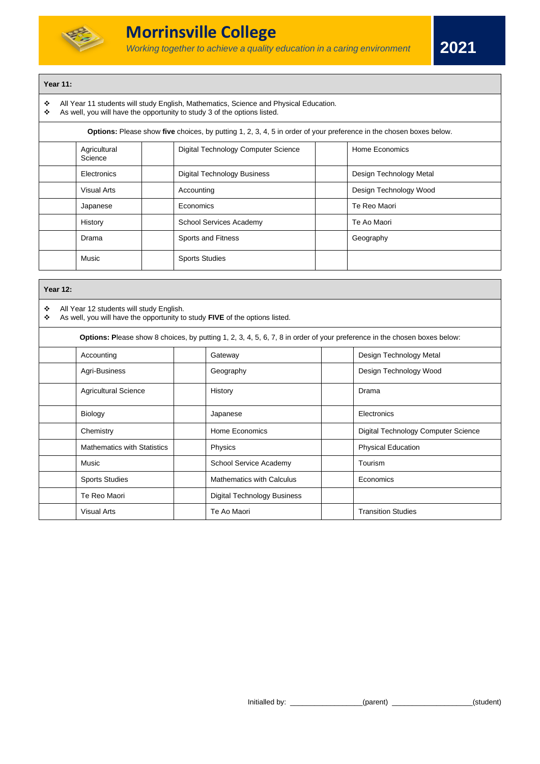# Morrinsville College

*Working together to achieve a quality education in a caring environment*

**2021**

**Year 11:**

- All Year 11 students will study English, Mathematics, Science and Physical Education.
- As well, you will have the opportunity to study 3 of the options listed.

**Options:** Please show **five** choices, by putting 1, 2, 3, 4, 5 in order of your preference in the chosen boxes below.

| | | | | | |
|---|---|---|---|---|---|
| | Agricultural Science | | Digital Technology Computer Science | | Home Economics |
| | Electronics | | Digital Technology Business | | Design Technology Metal |
| | Visual Arts | | Accounting | | Design Technology Wood |
| | Japanese | | Economics | | Te Reo Maori |
| | History | | School Services Academy | | Te Ao Maori |
| | Drama | | Sports and Fitness | | Geography |
| | Music | | Sports Studies | | |

**Year 12:**

- All Year 12 students will study English.
- As well, you will have the opportunity to study **FIVE** of the options listed.

**Options:** **P**lease show 8 choices, by putting 1, 2, 3, 4, 5, 6, 7, 8 in order of your preference in the chosen boxes below:

| | | | | | |
|---|---|---|---|---|---|
| | Accounting | | Gateway | | Design Technology Metal |
| | Agri-Business | | Geography | | Design Technology Wood |
| | Agricultural Science | | History | | Drama |
| | Biology | | Japanese | | Electronics |
| | Chemistry | | Home Economics | | Digital Technology Computer Science |
| | Mathematics with Statistics | | Physics | | Physical Education |
| | Music | | School Service Academy | | Tourism |
| | Sports Studies | | Mathematics with Calculus | | Economics |
| | Te Reo Maori | | Digital Technology Business | | |
| | Visual Arts | | Te Ao Maori | | Transition Studies |

Initialled by: \_\_\_\_\_\_\_\_\_\_\_\_\_\_\_\_\_\_(parent) \_\_\_\_\_\_\_\_\_\_\_\_\_\_\_\_\_\_\_\_(student)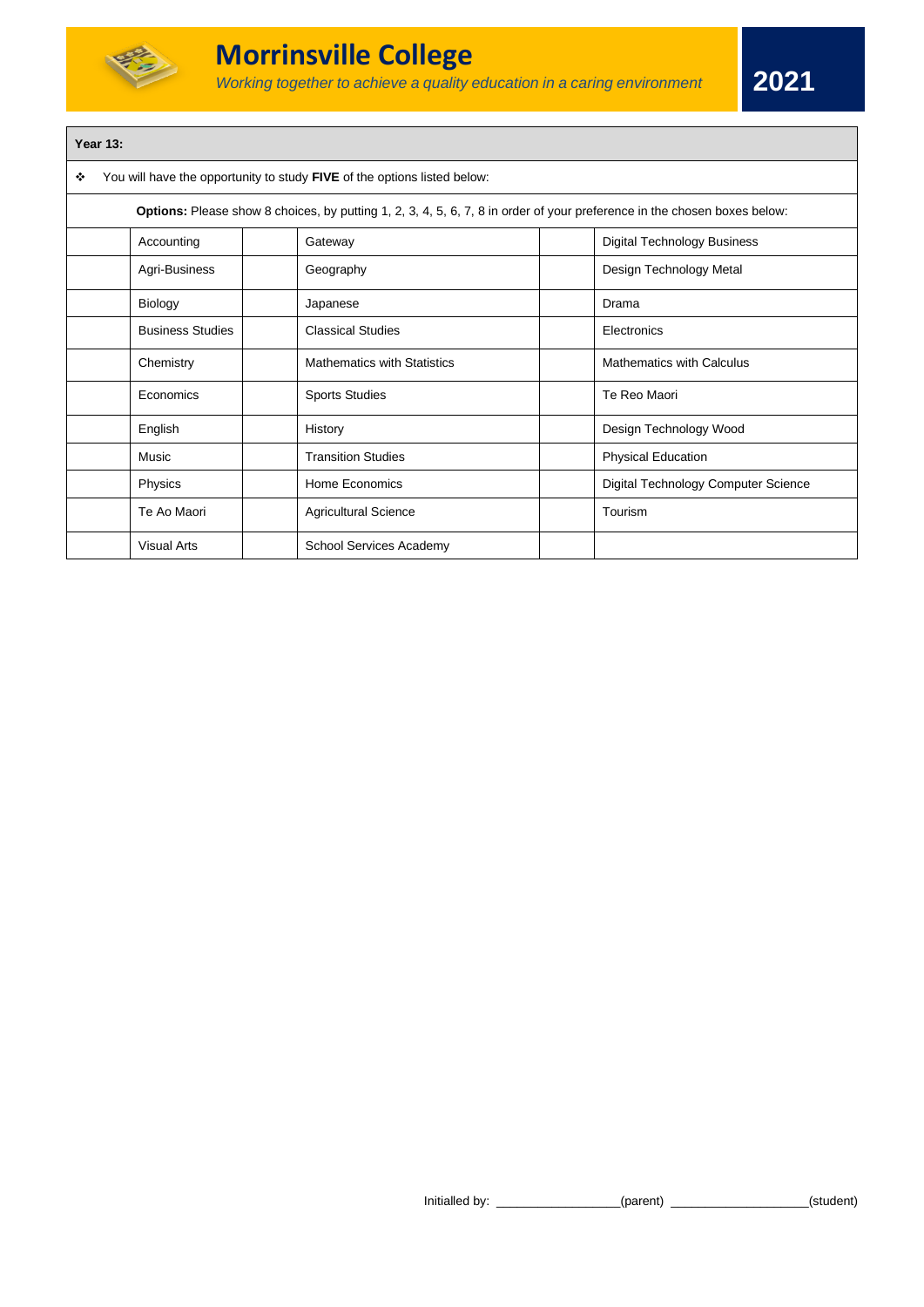# Morrinsville College

*Working together to achieve a quality education in a caring environment*

**2021**

**Year 13:**

- You will have the opportunity to study **FIVE** of the options listed below:

**Options:** Please show 8 choices, by putting 1, 2, 3, 4, 5, 6, 7, 8 in order of your preference in the chosen boxes below:

| | | | | | |
|---|---|---|---|---|---|
| | Accounting | | Gateway | | Digital Technology Business |
| | Agri-Business | | Geography | | Design Technology Metal |
| | Biology | | Japanese | | Drama |
| | Business Studies | | Classical Studies | | Electronics |
| | Chemistry | | Mathematics with Statistics | | Mathematics with Calculus |
| | Economics | | Sports Studies | | Te Reo Maori |
| | English | | History | | Design Technology Wood |
| | Music | | Transition Studies | | Physical Education |
| | Physics | | Home Economics | | Digital Technology Computer Science |
| | Te Ao Maori | | Agricultural Science | | Tourism |
| | Visual Arts | | School Services Academy | | |

Initialled by: _________________(parent) ___________________(student)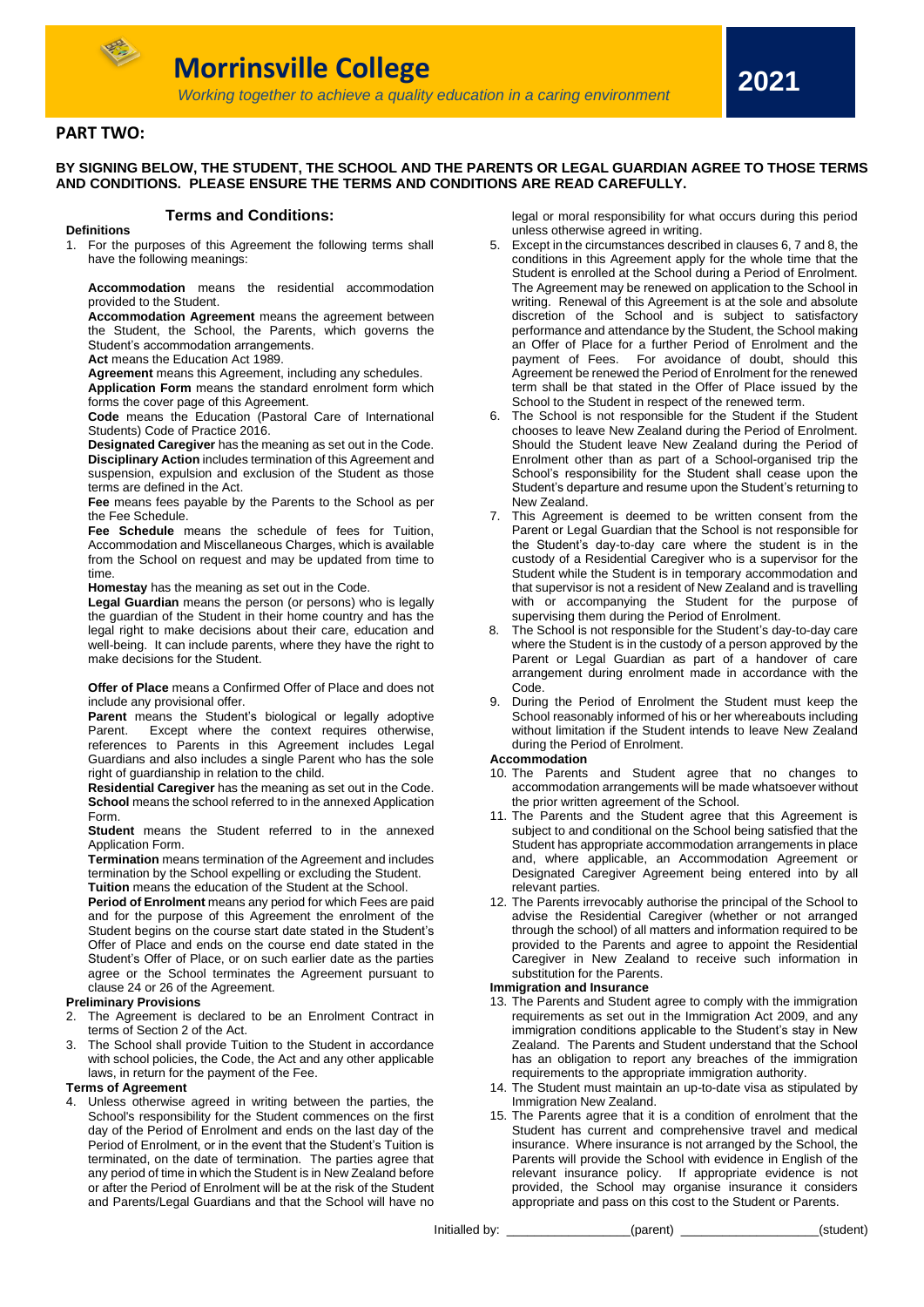# PART TWO:

**BY SIGNING BELOW, THE STUDENT, THE SCHOOL AND THE PARENTS OR LEGAL GUARDIAN AGREE TO THOSE TERMS AND CONDITIONS. PLEASE ENSURE THE TERMS AND CONDITIONS ARE READ CAREFULLY.**

## Terms and Conditions:

### Definitions

1. For the purposes of this Agreement the following terms shall have the following meanings:

   **Accommodation** means the residential accommodation provided to the Student.

   **Accommodation Agreement** means the agreement between the Student, the School, the Parents, which governs the Student's accommodation arrangements.

   **Act** means the Education Act 1989.

   **Agreement** means this Agreement, including any schedules.

   **Application Form** means the standard enrolment form which forms the cover page of this Agreement.

   **Code** means the Education (Pastoral Care of International Students) Code of Practice 2016.

   **Designated Caregiver** has the meaning as set out in the Code.

   **Disciplinary Action** includes termination of this Agreement and suspension, expulsion and exclusion of the Student as those terms are defined in the Act.

   **Fee** means fees payable by the Parents to the School as per the Fee Schedule.

   **Fee Schedule** means the schedule of fees for Tuition, Accommodation and Miscellaneous Charges, which is available from the School on request and may be updated from time to time.

   **Homestay** has the meaning as set out in the Code.

   **Legal Guardian** means the person (or persons) who is legally the guardian of the Student in their home country and has the legal right to make decisions about their care, education and well-being. It can include parents, where they have the right to make decisions for the Student.

   **Offer of Place** means a Confirmed Offer of Place and does not include any provisional offer.

   **Parent** means the Student's biological or legally adoptive Parent. Except where the context requires otherwise, references to Parents in this Agreement includes Legal Guardians and also includes a single Parent who has the sole right of guardianship in relation to the child.

   **Residential Caregiver** has the meaning as set out in the Code.

   **School** means the school referred to in the annexed Application Form.

   **Student** means the Student referred to in the annexed Application Form.

   **Termination** means termination of the Agreement and includes termination by the School expelling or excluding the Student.

   **Tuition** means the education of the Student at the School.

   **Period of Enrolment** means any period for which Fees are paid and for the purpose of this Agreement the enrolment of the Student begins on the course start date stated in the Student's Offer of Place and ends on the course end date stated in the Student's Offer of Place, or on such earlier date as the parties agree or the School terminates the Agreement pursuant to clause 24 or 26 of the Agreement.

### Preliminary Provisions

2. The Agreement is declared to be an Enrolment Contract in terms of Section 2 of the Act.
3. The School shall provide Tuition to the Student in accordance with school policies, the Code, the Act and any other applicable laws, in return for the payment of the Fee.

### Terms of Agreement

4. Unless otherwise agreed in writing between the parties, the School's responsibility for the Student commences on the first day of the Period of Enrolment and ends on the last day of the Period of Enrolment, or in the event that the Student's Tuition is terminated, on the date of termination. The parties agree that any period of time in which the Student is in New Zealand before or after the Period of Enrolment will be at the risk of the Student and Parents/Legal Guardians and that the School will have no legal or moral responsibility for what occurs during this period unless otherwise agreed in writing.
5. Except in the circumstances described in clauses 6, 7 and 8, the conditions in this Agreement apply for the whole time that the Student is enrolled at the School during a Period of Enrolment. The Agreement may be renewed on application to the School in writing. Renewal of this Agreement is at the sole and absolute discretion of the School and is subject to satisfactory performance and attendance by the Student, the School making an Offer of Place for a further Period of Enrolment and the payment of Fees. For avoidance of doubt, should this Agreement be renewed the Period of Enrolment for the renewed term shall be that stated in the Offer of Place issued by the School to the Student in respect of the renewed term.
6. The School is not responsible for the Student if the Student chooses to leave New Zealand during the Period of Enrolment. Should the Student leave New Zealand during the Period of Enrolment other than as part of a School-organised trip the School's responsibility for the Student shall cease upon the Student's departure and resume upon the Student's returning to New Zealand.
7. This Agreement is deemed to be written consent from the Parent or Legal Guardian that the School is not responsible for the Student's day-to-day care where the student is in the custody of a Residential Caregiver who is a supervisor for the Student while the Student is in temporary accommodation and that supervisor is not a resident of New Zealand and is travelling with or accompanying the Student for the purpose of supervising them during the Period of Enrolment.
8. The School is not responsible for the Student's day-to-day care where the Student is in the custody of a person approved by the Parent or Legal Guardian as part of a handover of care arrangement during enrolment made in accordance with the Code.
9. During the Period of Enrolment the Student must keep the School reasonably informed of his or her whereabouts including without limitation if the Student intends to leave New Zealand during the Period of Enrolment.

### Accommodation

10. The Parents and Student agree that no changes to accommodation arrangements will be made whatsoever without the prior written agreement of the School.
11. The Parents and the Student agree that this Agreement is subject to and conditional on the School being satisfied that the Student has appropriate accommodation arrangements in place and, where applicable, an Accommodation Agreement or Designated Caregiver Agreement being entered into by all relevant parties.
12. The Parents irrevocably authorise the principal of the School to advise the Residential Caregiver (whether or not arranged through the school) of all matters and information required to be provided to the Parents and agree to appoint the Residential Caregiver in New Zealand to receive such information in substitution for the Parents.

### Immigration and Insurance

13. The Parents and Student agree to comply with the immigration requirements as set out in the Immigration Act 2009, and any immigration conditions applicable to the Student's stay in New Zealand. The Parents and Student understand that the School has an obligation to report any breaches of the immigration requirements to the appropriate immigration authority.
14. The Student must maintain an up-to-date visa as stipulated by Immigration New Zealand.
15. The Parents agree that it is a condition of enrolment that the Student has current and comprehensive travel and medical insurance. Where insurance is not arranged by the School, the Parents will provide the School with evidence in English of the relevant insurance policy. If appropriate evidence is not provided, the School may organise insurance it considers appropriate and pass on this cost to the Student or Parents.

Initialled by: \_\_\_\_\_\_\_\_\_\_\_\_\_\_\_\_\_(parent) \_\_\_\_\_\_\_\_\_\_\_\_\_\_\_\_\_\_\_(student)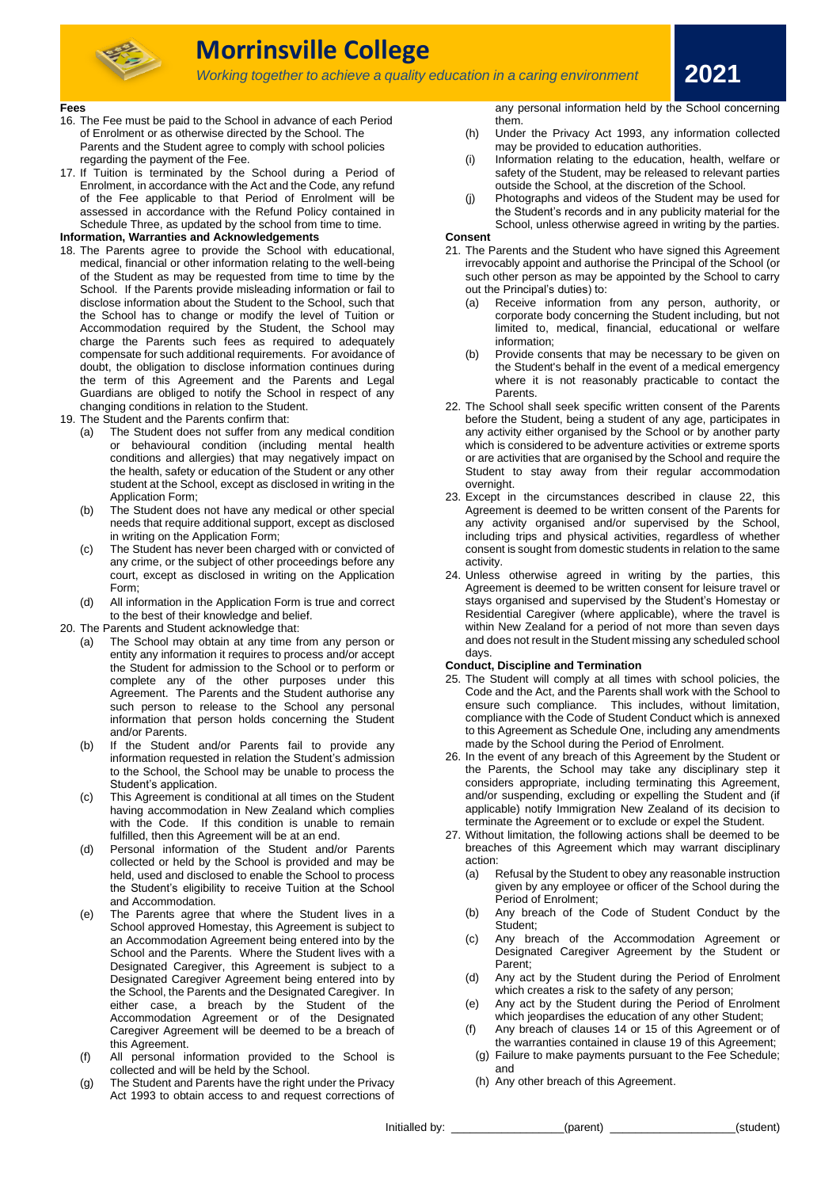### Fees

16. The Fee must be paid to the School in advance of each Period of Enrolment or as otherwise directed by the School. The Parents and the Student agree to comply with school policies regarding the payment of the Fee.
17. If Tuition is terminated by the School during a Period of Enrolment, in accordance with the Act and the Code, any refund of the Fee applicable to that Period of Enrolment will be assessed in accordance with the Refund Policy contained in Schedule Three, as updated by the school from time to time.

### Information, Warranties and Acknowledgements

18. The Parents agree to provide the School with educational, medical, financial or other information relating to the well-being of the Student as may be requested from time to time by the School. If the Parents provide misleading information or fail to disclose information about the Student to the School, such that the School has to change or modify the level of Tuition or Accommodation required by the Student, the School may charge the Parents such fees as required to adequately compensate for such additional requirements. For avoidance of doubt, the obligation to disclose information continues during the term of this Agreement and the Parents and Legal Guardians are obliged to notify the School in respect of any changing conditions in relation to the Student.
19. The Student and the Parents confirm that:
    (a) The Student does not suffer from any medical condition or behavioural condition (including mental health conditions and allergies) that may negatively impact on the health, safety or education of the Student or any other student at the School, except as disclosed in writing in the Application Form;
    (b) The Student does not have any medical or other special needs that require additional support, except as disclosed in writing on the Application Form;
    (c) The Student has never been charged with or convicted of any crime, or the subject of other proceedings before any court, except as disclosed in writing on the Application Form;
    (d) All information in the Application Form is true and correct to the best of their knowledge and belief.
20. The Parents and Student acknowledge that:
    (a) The School may obtain at any time from any person or entity any information it requires to process and/or accept the Student for admission to the School or to perform or complete any of the other purposes under this Agreement. The Parents and the Student authorise any such person to release to the School any personal information that person holds concerning the Student and/or Parents.
    (b) If the Student and/or Parents fail to provide any information requested in relation the Student's admission to the School, the School may be unable to process the Student's application.
    (c) This Agreement is conditional at all times on the Student having accommodation in New Zealand which complies with the Code. If this condition is unable to remain fulfilled, then this Agreement will be at an end.
    (d) Personal information of the Student and/or Parents collected or held by the School is provided and may be held, used and disclosed to enable the School to process the Student's eligibility to receive Tuition at the School and Accommodation.
    (e) The Parents agree that where the Student lives in a School approved Homestay, this Agreement is subject to an Accommodation Agreement being entered into by the School and the Parents. Where the Student lives with a Designated Caregiver, this Agreement is subject to a Designated Caregiver Agreement being entered into by the School, the Parents and the Designated Caregiver. In either case, a breach by the Student of the Accommodation Agreement or of the Designated Caregiver Agreement will be deemed to be a breach of this Agreement.
    (f) All personal information provided to the School is collected and will be held by the School.
    (g) The Student and Parents have the right under the Privacy Act 1993 to obtain access to and request corrections of any personal information held by the School concerning them.
    (h) Under the Privacy Act 1993, any information collected may be provided to education authorities.
    (i) Information relating to the education, health, welfare or safety of the Student, may be released to relevant parties outside the School, at the discretion of the School.
    (j) Photographs and videos of the Student may be used for the Student's records and in any publicity material for the School, unless otherwise agreed in writing by the parties.

### Consent

21. The Parents and the Student who have signed this Agreement irrevocably appoint and authorise the Principal of the School (or such other person as may be appointed by the School to carry out the Principal's duties) to:
    (a) Receive information from any person, authority, or corporate body concerning the Student including, but not limited to, medical, financial, educational or welfare information;
    (b) Provide consents that may be necessary to be given on the Student's behalf in the event of a medical emergency where it is not reasonably practicable to contact the Parents.
22. The School shall seek specific written consent of the Parents before the Student, being a student of any age, participates in any activity either organised by the School or by another party which is considered to be adventure activities or extreme sports or are activities that are organised by the School and require the Student to stay away from their regular accommodation overnight.
23. Except in the circumstances described in clause 22, this Agreement is deemed to be written consent of the Parents for any activity organised and/or supervised by the School, including trips and physical activities, regardless of whether consent is sought from domestic students in relation to the same activity.
24. Unless otherwise agreed in writing by the parties, this Agreement is deemed to be written consent for leisure travel or stays organised and supervised by the Student's Homestay or Residential Caregiver (where applicable), where the travel is within New Zealand for a period of not more than seven days and does not result in the Student missing any scheduled school days.

### Conduct, Discipline and Termination

25. The Student will comply at all times with school policies, the Code and the Act, and the Parents shall work with the School to ensure such compliance. This includes, without limitation, compliance with the Code of Student Conduct which is annexed to this Agreement as Schedule One, including any amendments made by the School during the Period of Enrolment.
26. In the event of any breach of this Agreement by the Student or the Parents, the School may take any disciplinary step it considers appropriate, including terminating this Agreement, and/or suspending, excluding or expelling the Student and (if applicable) notify Immigration New Zealand of its decision to terminate the Agreement or to exclude or expel the Student.
27. Without limitation, the following actions shall be deemed to be breaches of this Agreement which may warrant disciplinary action:
    (a) Refusal by the Student to obey any reasonable instruction given by any employee or officer of the School during the Period of Enrolment;
    (b) Any breach of the Code of Student Conduct by the Student;
    (c) Any breach of the Accommodation Agreement or Designated Caregiver Agreement by the Student or Parent;
    (d) Any act by the Student during the Period of Enrolment which creates a risk to the safety of any person;
    (e) Any act by the Student during the Period of Enrolment which jeopardises the education of any other Student;
    (f) Any breach of clauses 14 or 15 of this Agreement or of the warranties contained in clause 19 of this Agreement;
    (g) Failure to make payments pursuant to the Fee Schedule; and
    (h) Any other breach of this Agreement.

Initialled by: __________________(parent) ____________________(student)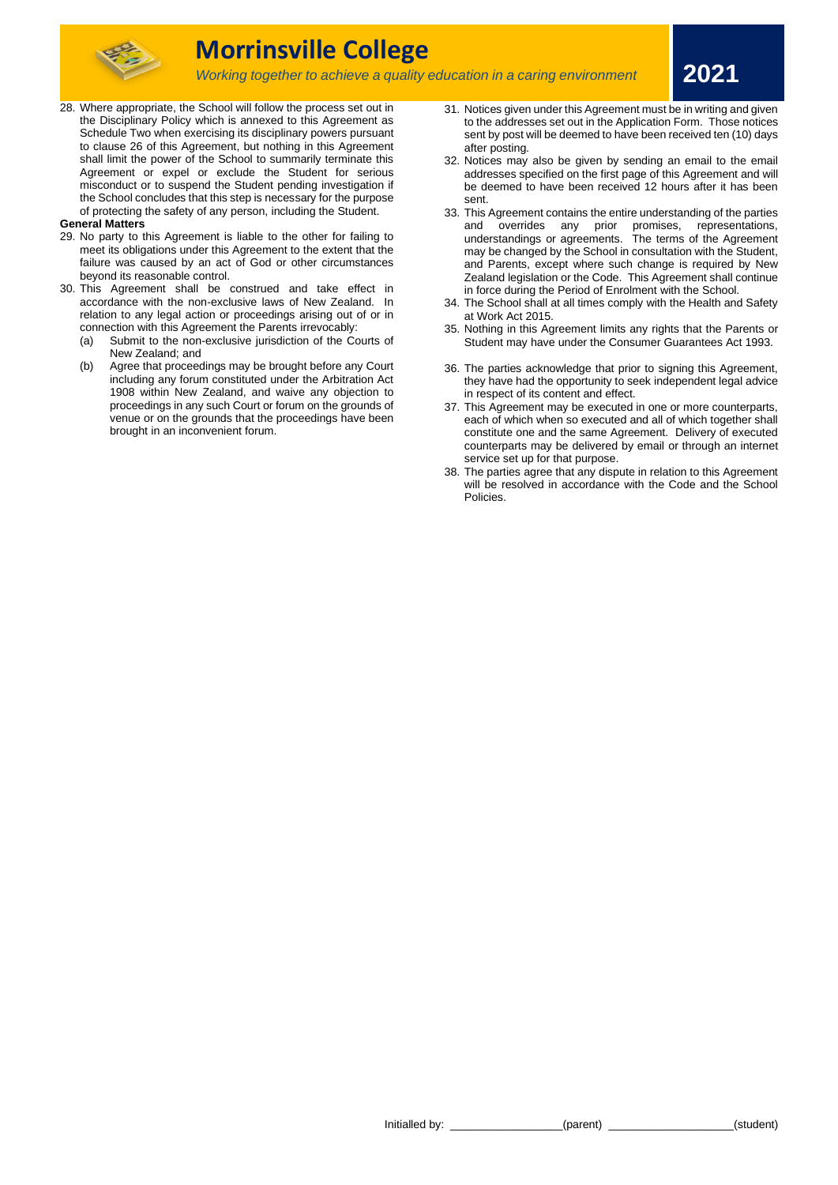28. Where appropriate, the School will follow the process set out in the Disciplinary Policy which is annexed to this Agreement as Schedule Two when exercising its disciplinary powers pursuant to clause 26 of this Agreement, but nothing in this Agreement shall limit the power of the School to summarily terminate this Agreement or expel or exclude the Student for serious misconduct or to suspend the Student pending investigation if the School concludes that this step is necessary for the purpose of protecting the safety of any person, including the Student.

**General Matters**

29. No party to this Agreement is liable to the other for failing to meet its obligations under this Agreement to the extent that the failure was caused by an act of God or other circumstances beyond its reasonable control.
30. This Agreement shall be construed and take effect in accordance with the non-exclusive laws of New Zealand. In relation to any legal action or proceedings arising out of or in connection with this Agreement the Parents irrevocably:
    (a) Submit to the non-exclusive jurisdiction of the Courts of New Zealand; and
    (b) Agree that proceedings may be brought before any Court including any forum constituted under the Arbitration Act 1908 within New Zealand, and waive any objection to proceedings in any such Court or forum on the grounds of venue or on the grounds that the proceedings have been brought in an inconvenient forum.
31. Notices given under this Agreement must be in writing and given to the addresses set out in the Application Form. Those notices sent by post will be deemed to have been received ten (10) days after posting.
32. Notices may also be given by sending an email to the email addresses specified on the first page of this Agreement and will be deemed to have been received 12 hours after it has been sent.
33. This Agreement contains the entire understanding of the parties and overrides any prior promises, representations, understandings or agreements. The terms of the Agreement may be changed by the School in consultation with the Student, and Parents, except where such change is required by New Zealand legislation or the Code. This Agreement shall continue in force during the Period of Enrolment with the School.
34. The School shall at all times comply with the Health and Safety at Work Act 2015.
35. Nothing in this Agreement limits any rights that the Parents or Student may have under the Consumer Guarantees Act 1993.
36. The parties acknowledge that prior to signing this Agreement, they have had the opportunity to seek independent legal advice in respect of its content and effect.
37. This Agreement may be executed in one or more counterparts, each of which when so executed and all of which together shall constitute one and the same Agreement. Delivery of executed counterparts may be delivered by email or through an internet service set up for that purpose.
38. The parties agree that any dispute in relation to this Agreement will be resolved in accordance with the Code and the School Policies.

Initialled by: _________________(parent) ___________________(student)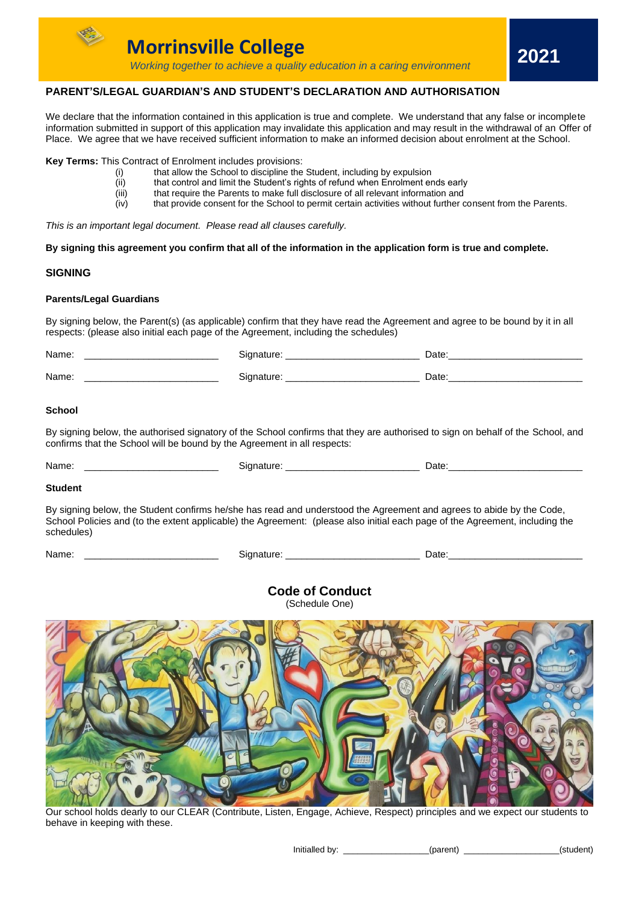# Morrinsville College

*Working together to achieve a quality education in a caring environment*

**2021**

## PARENT'S/LEGAL GUARDIAN'S AND STUDENT'S DECLARATION AND AUTHORISATION

We declare that the information contained in this application is true and complete. We understand that any false or incomplete information submitted in support of this application may invalidate this application and may result in the withdrawal of an Offer of Place. We agree that we have received sufficient information to make an informed decision about enrolment at the School.

**Key Terms:** This Contract of Enrolment includes provisions:

- (i) that allow the School to discipline the Student, including by expulsion
- (ii) that control and limit the Student's rights of refund when Enrolment ends early
- (iii) that require the Parents to make full disclosure of all relevant information and
- (iv) that provide consent for the School to permit certain activities without further consent from the Parents.

*This is an important legal document. Please read all clauses carefully.*

**By signing this agreement you confirm that all of the information in the application form is true and complete.**

### SIGNING

**Parents/Legal Guardians**

By signing below, the Parent(s) (as applicable) confirm that they have read the Agreement and agree to be bound by it in all respects: (please also initial each page of the Agreement, including the schedules)

Name: ________________________ Signature: ________________________ Date:________________________

Name: ________________________ Signature: ________________________ Date:________________________

**School**

By signing below, the authorised signatory of the School confirms that they are authorised to sign on behalf of the School, and confirms that the School will be bound by the Agreement in all respects:

Name: ________________________ Signature: ________________________ Date:________________________

**Student**

By signing below, the Student confirms he/she has read and understood the Agreement and agrees to abide by the Code, School Policies and (to the extent applicable) the Agreement: (please also initial each page of the Agreement, including the schedules)

Name: ________________________ Signature: ________________________ Date:________________________

## Code of Conduct

(Schedule One)

Our school holds dearly to our CLEAR (Contribute, Listen, Engage, Achieve, Respect) principles and we expect our students to behave in keeping with these.

Initialled by: _________________(parent) ___________________(student)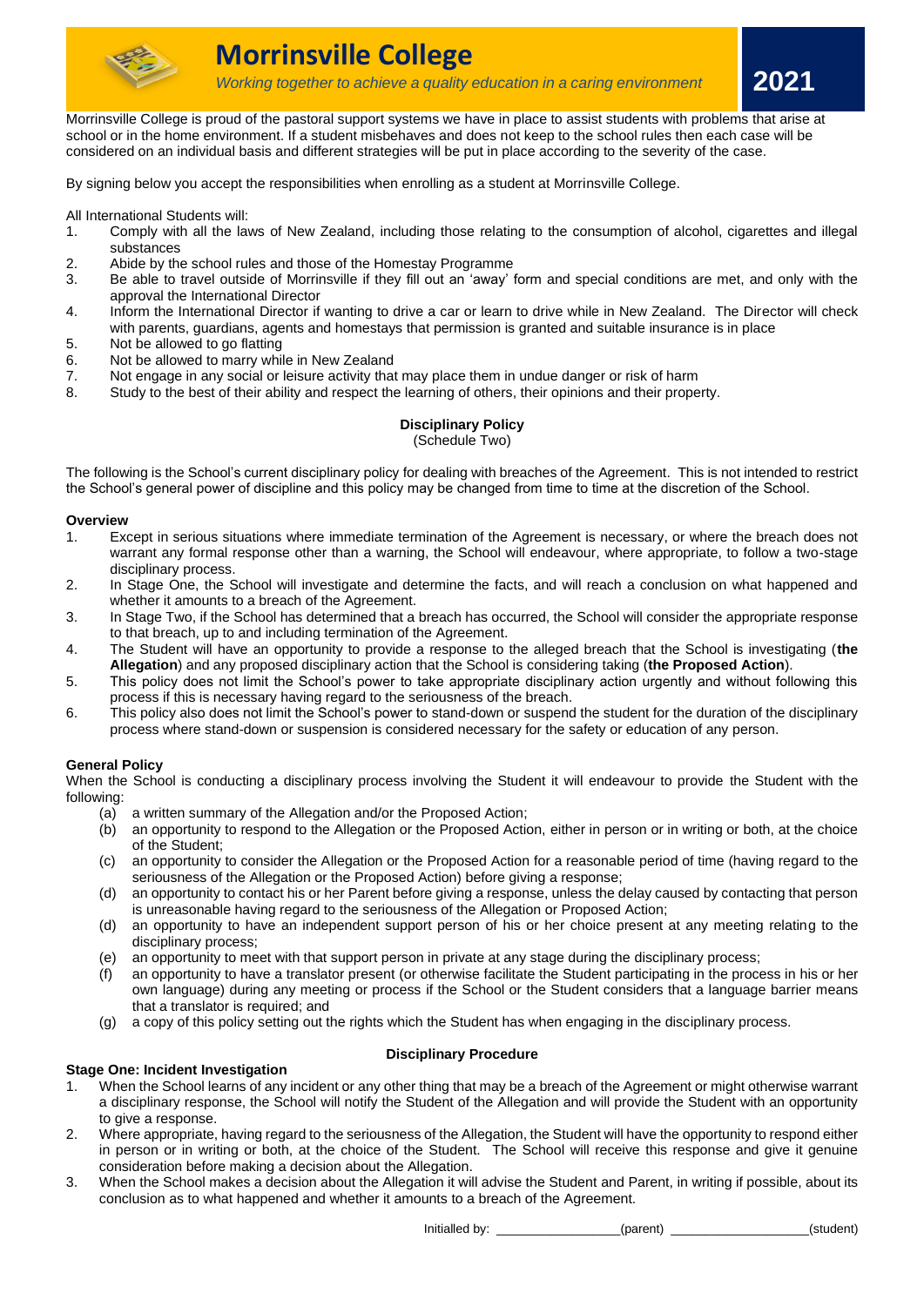# Morrinsville College

*Working together to achieve a quality education in a caring environment*

**2021**

Morrinsville College is proud of the pastoral support systems we have in place to assist students with problems that arise at school or in the home environment. If a student misbehaves and does not keep to the school rules then each case will be considered on an individual basis and different strategies will be put in place according to the severity of the case.

By signing below you accept the responsibilities when enrolling as a student at Morrinsville College.

All International Students will:

1. Comply with all the laws of New Zealand, including those relating to the consumption of alcohol, cigarettes and illegal substances
2. Abide by the school rules and those of the Homestay Programme
3. Be able to travel outside of Morrinsville if they fill out an 'away' form and special conditions are met, and only with the approval the International Director
4. Inform the International Director if wanting to drive a car or learn to drive while in New Zealand. The Director will check with parents, guardians, agents and homestays that permission is granted and suitable insurance is in place
5. Not be allowed to go flatting
6. Not be allowed to marry while in New Zealand
7. Not engage in any social or leisure activity that may place them in undue danger or risk of harm
8. Study to the best of their ability and respect the learning of others, their opinions and their property.

**Disciplinary Policy**
(Schedule Two)

The following is the School's current disciplinary policy for dealing with breaches of the Agreement. This is not intended to restrict the School's general power of discipline and this policy may be changed from time to time at the discretion of the School.

**Overview**

1. Except in serious situations where immediate termination of the Agreement is necessary, or where the breach does not warrant any formal response other than a warning, the School will endeavour, where appropriate, to follow a two-stage disciplinary process.
2. In Stage One, the School will investigate and determine the facts, and will reach a conclusion on what happened and whether it amounts to a breach of the Agreement.
3. In Stage Two, if the School has determined that a breach has occurred, the School will consider the appropriate response to that breach, up to and including termination of the Agreement.
4. The Student will have an opportunity to provide a response to the alleged breach that the School is investigating (**the Allegation**) and any proposed disciplinary action that the School is considering taking (**the Proposed Action**).
5. This policy does not limit the School's power to take appropriate disciplinary action urgently and without following this process if this is necessary having regard to the seriousness of the breach.
6. This policy also does not limit the School's power to stand-down or suspend the student for the duration of the disciplinary process where stand-down or suspension is considered necessary for the safety or education of any person.

**General Policy**

When the School is conducting a disciplinary process involving the Student it will endeavour to provide the Student with the following:

(a) a written summary of the Allegation and/or the Proposed Action;
(b) an opportunity to respond to the Allegation or the Proposed Action, either in person or in writing or both, at the choice of the Student;
(c) an opportunity to consider the Allegation or the Proposed Action for a reasonable period of time (having regard to the seriousness of the Allegation or the Proposed Action) before giving a response;
(d) an opportunity to contact his or her Parent before giving a response, unless the delay caused by contacting that person is unreasonable having regard to the seriousness of the Allegation or Proposed Action;
(d) an opportunity to have an independent support person of his or her choice present at any meeting relating to the disciplinary process;
(e) an opportunity to meet with that support person in private at any stage during the disciplinary process;
(f) an opportunity to have a translator present (or otherwise facilitate the Student participating in the process in his or her own language) during any meeting or process if the School or the Student considers that a language barrier means that a translator is required; and
(g) a copy of this policy setting out the rights which the Student has when engaging in the disciplinary process.

**Disciplinary Procedure**

**Stage One: Incident Investigation**

1. When the School learns of any incident or any other thing that may be a breach of the Agreement or might otherwise warrant a disciplinary response, the School will notify the Student of the Allegation and will provide the Student with an opportunity to give a response.
2. Where appropriate, having regard to the seriousness of the Allegation, the Student will have the opportunity to respond either in person or in writing or both, at the choice of the Student. The School will receive this response and give it genuine consideration before making a decision about the Allegation.
3. When the School makes a decision about the Allegation it will advise the Student and Parent, in writing if possible, about its conclusion as to what happened and whether it amounts to a breach of the Agreement.

Initialled by: \_\_\_\_\_\_\_\_\_\_\_\_\_\_\_\_\_(parent) \_\_\_\_\_\_\_\_\_\_\_\_\_\_\_\_\_\_\_(student)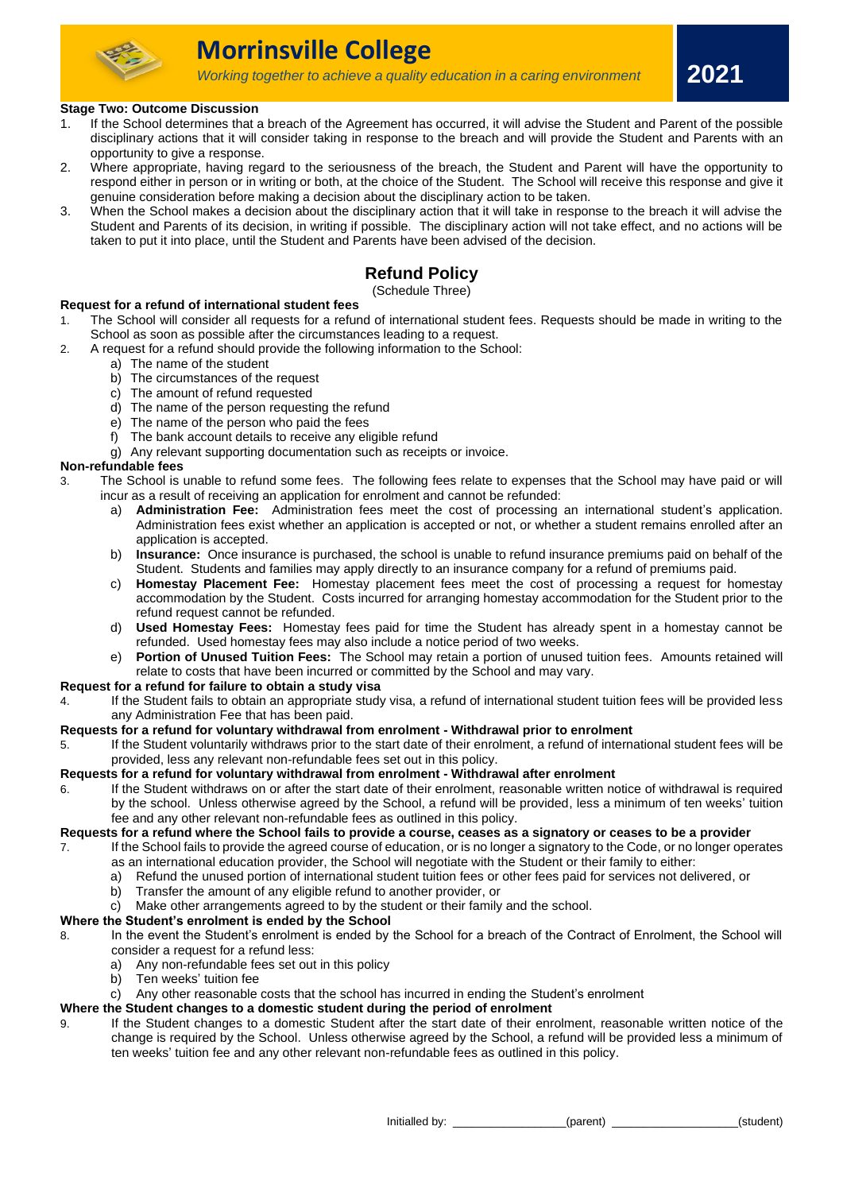**Stage Two: Outcome Discussion**

1. If the School determines that a breach of the Agreement has occurred, it will advise the Student and Parent of the possible disciplinary actions that it will consider taking in response to the breach and will provide the Student and Parents with an opportunity to give a response.
2. Where appropriate, having regard to the seriousness of the breach, the Student and Parent will have the opportunity to respond either in person or in writing or both, at the choice of the Student. The School will receive this response and give it genuine consideration before making a decision about the disciplinary action to be taken.
3. When the School makes a decision about the disciplinary action that it will take in response to the breach it will advise the Student and Parents of its decision, in writing if possible. The disciplinary action will not take effect, and no actions will be taken to put it into place, until the Student and Parents have been advised of the decision.

## Refund Policy

(Schedule Three)

**Request for a refund of international student fees**

1. The School will consider all requests for a refund of international student fees. Requests should be made in writing to the School as soon as possible after the circumstances leading to a request.
2. A request for a refund should provide the following information to the School:
   a) The name of the student
   b) The circumstances of the request
   c) The amount of refund requested
   d) The name of the person requesting the refund
   e) The name of the person who paid the fees
   f) The bank account details to receive any eligible refund
   g) Any relevant supporting documentation such as receipts or invoice.

**Non-refundable fees**

3. The School is unable to refund some fees. The following fees relate to expenses that the School may have paid or will incur as a result of receiving an application for enrolment and cannot be refunded:
   a) **Administration Fee:** Administration fees meet the cost of processing an international student's application. Administration fees exist whether an application is accepted or not, or whether a student remains enrolled after an application is accepted.
   b) **Insurance:** Once insurance is purchased, the school is unable to refund insurance premiums paid on behalf of the Student. Students and families may apply directly to an insurance company for a refund of premiums paid.
   c) **Homestay Placement Fee:** Homestay placement fees meet the cost of processing a request for homestay accommodation by the Student. Costs incurred for arranging homestay accommodation for the Student prior to the refund request cannot be refunded.
   d) **Used Homestay Fees:** Homestay fees paid for time the Student has already spent in a homestay cannot be refunded. Used homestay fees may also include a notice period of two weeks.
   e) **Portion of Unused Tuition Fees:** The School may retain a portion of unused tuition fees. Amounts retained will relate to costs that have been incurred or committed by the School and may vary.

**Request for a refund for failure to obtain a study visa**

4. If the Student fails to obtain an appropriate study visa, a refund of international student tuition fees will be provided less any Administration Fee that has been paid.

**Requests for a refund for voluntary withdrawal from enrolment - Withdrawal prior to enrolment**

5. If the Student voluntarily withdraws prior to the start date of their enrolment, a refund of international student fees will be provided, less any relevant non-refundable fees set out in this policy.

**Requests for a refund for voluntary withdrawal from enrolment - Withdrawal after enrolment**

6. If the Student withdraws on or after the start date of their enrolment, reasonable written notice of withdrawal is required by the school. Unless otherwise agreed by the School, a refund will be provided, less a minimum of ten weeks' tuition fee and any other relevant non-refundable fees as outlined in this policy.

**Requests for a refund where the School fails to provide a course, ceases as a signatory or ceases to be a provider**

7. If the School fails to provide the agreed course of education, or is no longer a signatory to the Code, or no longer operates as an international education provider, the School will negotiate with the Student or their family to either:
   a) Refund the unused portion of international student tuition fees or other fees paid for services not delivered, or
   b) Transfer the amount of any eligible refund to another provider, or
   c) Make other arrangements agreed to by the student or their family and the school.

**Where the Student's enrolment is ended by the School**

8. In the event the Student's enrolment is ended by the School for a breach of the Contract of Enrolment, the School will consider a request for a refund less:
   a) Any non-refundable fees set out in this policy
   b) Ten weeks' tuition fee
   c) Any other reasonable costs that the school has incurred in ending the Student's enrolment

**Where the Student changes to a domestic student during the period of enrolment**

9. If the Student changes to a domestic Student after the start date of their enrolment, reasonable written notice of the change is required by the School. Unless otherwise agreed by the School, a refund will be provided less a minimum of ten weeks' tuition fee and any other relevant non-refundable fees as outlined in this policy.

Initialled by: \_\_\_\_\_\_\_\_\_\_\_\_\_\_\_\_\_(parent) \_\_\_\_\_\_\_\_\_\_\_\_\_\_\_\_\_\_\_(student)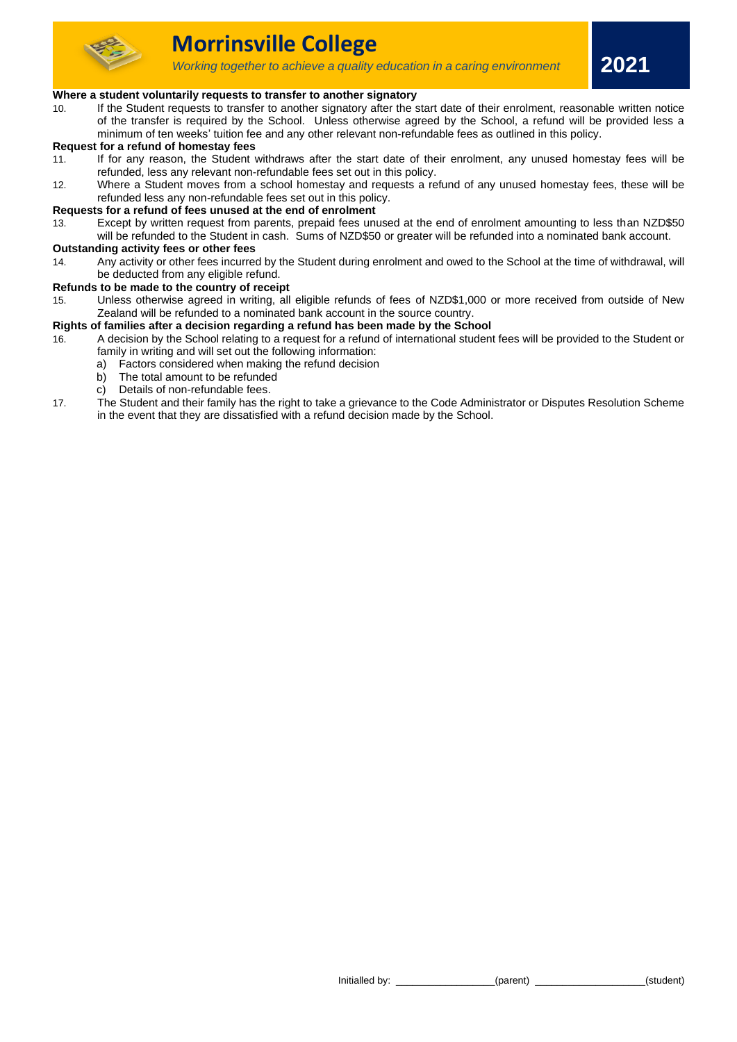**Where a student voluntarily requests to transfer to another signatory**

10. If the Student requests to transfer to another signatory after the start date of their enrolment, reasonable written notice of the transfer is required by the School. Unless otherwise agreed by the School, a refund will be provided less a minimum of ten weeks' tuition fee and any other relevant non-refundable fees as outlined in this policy.

**Request for a refund of homestay fees**

11. If for any reason, the Student withdraws after the start date of their enrolment, any unused homestay fees will be refunded, less any relevant non-refundable fees set out in this policy.
12. Where a Student moves from a school homestay and requests a refund of any unused homestay fees, these will be refunded less any non-refundable fees set out in this policy.

**Requests for a refund of fees unused at the end of enrolment**

13. Except by written request from parents, prepaid fees unused at the end of enrolment amounting to less than NZD$50 will be refunded to the Student in cash. Sums of NZD$50 or greater will be refunded into a nominated bank account.

**Outstanding activity fees or other fees**

14. Any activity or other fees incurred by the Student during enrolment and owed to the School at the time of withdrawal, will be deducted from any eligible refund.

**Refunds to be made to the country of receipt**

15. Unless otherwise agreed in writing, all eligible refunds of fees of NZD$1,000 or more received from outside of New Zealand will be refunded to a nominated bank account in the source country.

**Rights of families after a decision regarding a refund has been made by the School**

16. A decision by the School relating to a request for a refund of international student fees will be provided to the Student or family in writing and will set out the following information:
    a) Factors considered when making the refund decision
    b) The total amount to be refunded
    c) Details of non-refundable fees.
17. The Student and their family has the right to take a grievance to the Code Administrator or Disputes Resolution Scheme in the event that they are dissatisfied with a refund decision made by the School.

Initialled by: \_\_\_\_\_\_\_\_\_\_\_\_\_\_\_\_\_(parent) \_\_\_\_\_\_\_\_\_\_\_\_\_\_\_\_\_\_\_(student)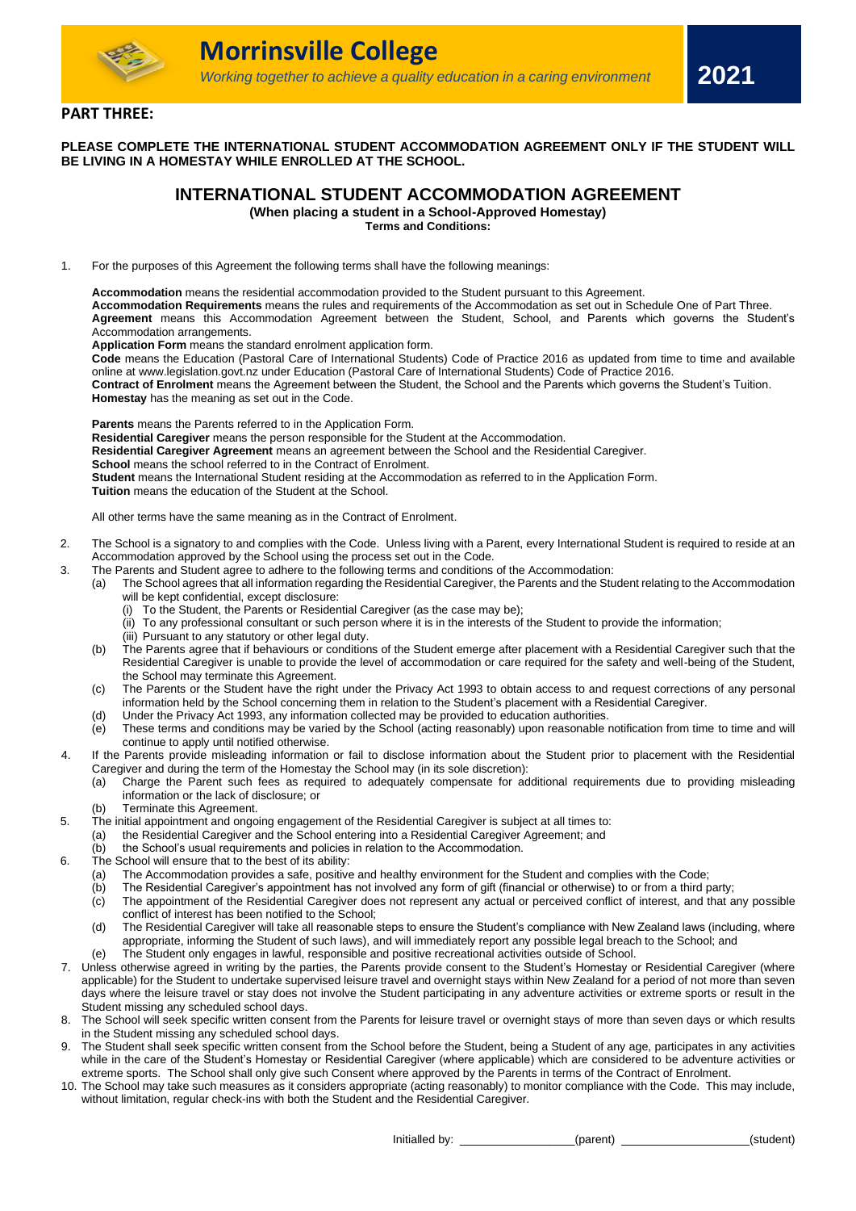## PART THREE:

**PLEASE COMPLETE THE INTERNATIONAL STUDENT ACCOMMODATION AGREEMENT ONLY IF THE STUDENT WILL BE LIVING IN A HOMESTAY WHILE ENROLLED AT THE SCHOOL.**

# INTERNATIONAL STUDENT ACCOMMODATION AGREEMENT

**(When placing a student in a School-Approved Homestay)**
**Terms and Conditions:**

1. For the purposes of this Agreement the following terms shall have the following meanings:

   **Accommodation** means the residential accommodation provided to the Student pursuant to this Agreement.
   **Accommodation Requirements** means the rules and requirements of the Accommodation as set out in Schedule One of Part Three.
   **Agreement** means this Accommodation Agreement between the Student, School, and Parents which governs the Student's Accommodation arrangements.
   **Application Form** means the standard enrolment application form.
   **Code** means the Education (Pastoral Care of International Students) Code of Practice 2016 as updated from time to time and available online at www.legislation.govt.nz under Education (Pastoral Care of International Students) Code of Practice 2016.
   **Contract of Enrolment** means the Agreement between the Student, the School and the Parents which governs the Student's Tuition.
   **Homestay** has the meaning as set out in the Code.

   **Parents** means the Parents referred to in the Application Form.
   **Residential Caregiver** means the person responsible for the Student at the Accommodation.
   **Residential Caregiver Agreement** means an agreement between the School and the Residential Caregiver.
   **School** means the school referred to in the Contract of Enrolment.
   **Student** means the International Student residing at the Accommodation as referred to in the Application Form.
   **Tuition** means the education of the Student at the School.

   All other terms have the same meaning as in the Contract of Enrolment.

2. The School is a signatory to and complies with the Code. Unless living with a Parent, every International Student is required to reside at an Accommodation approved by the School using the process set out in the Code.
3. The Parents and Student agree to adhere to the following terms and conditions of the Accommodation:
   (a) The School agrees that all information regarding the Residential Caregiver, the Parents and the Student relating to the Accommodation will be kept confidential, except disclosure:
      (i) To the Student, the Parents or Residential Caregiver (as the case may be);
      (ii) To any professional consultant or such person where it is in the interests of the Student to provide the information;
      (iii) Pursuant to any statutory or other legal duty.
   (b) The Parents agree that if behaviours or conditions of the Student emerge after placement with a Residential Caregiver such that the Residential Caregiver is unable to provide the level of accommodation or care required for the safety and well-being of the Student, the School may terminate this Agreement.
   (c) The Parents or the Student have the right under the Privacy Act 1993 to obtain access to and request corrections of any personal information held by the School concerning them in relation to the Student's placement with a Residential Caregiver.
   (d) Under the Privacy Act 1993, any information collected may be provided to education authorities.
   (e) These terms and conditions may be varied by the School (acting reasonably) upon reasonable notification from time to time and will continue to apply until notified otherwise.
4. If the Parents provide misleading information or fail to disclose information about the Student prior to placement with the Residential Caregiver and during the term of the Homestay the School may (in its sole discretion):
   (a) Charge the Parent such fees as required to adequately compensate for additional requirements due to providing misleading information or the lack of disclosure; or
   (b) Terminate this Agreement.
5. The initial appointment and ongoing engagement of the Residential Caregiver is subject at all times to:
   (a) the Residential Caregiver and the School entering into a Residential Caregiver Agreement; and
   (b) the School's usual requirements and policies in relation to the Accommodation.
6. The School will ensure that to the best of its ability:
   (a) The Accommodation provides a safe, positive and healthy environment for the Student and complies with the Code;
   (b) The Residential Caregiver's appointment has not involved any form of gift (financial or otherwise) to or from a third party;
   (c) The appointment of the Residential Caregiver does not represent any actual or perceived conflict of interest, and that any possible conflict of interest has been notified to the School;
   (d) The Residential Caregiver will take all reasonable steps to ensure the Student's compliance with New Zealand laws (including, where appropriate, informing the Student of such laws), and will immediately report any possible legal breach to the School; and
   (e) The Student only engages in lawful, responsible and positive recreational activities outside of School.
7. Unless otherwise agreed in writing by the parties, the Parents provide consent to the Student's Homestay or Residential Caregiver (where applicable) for the Student to undertake supervised leisure travel and overnight stays within New Zealand for a period of not more than seven days where the leisure travel or stay does not involve the Student participating in any adventure activities or extreme sports or result in the Student missing any scheduled school days.
8. The School will seek specific written consent from the Parents for leisure travel or overnight stays of more than seven days or which results in the Student missing any scheduled school days.
9. The Student shall seek specific written consent from the School before the Student, being a Student of any age, participates in any activities while in the care of the Student's Homestay or Residential Caregiver (where applicable) which are considered to be adventure activities or extreme sports. The School shall only give such Consent where approved by the Parents in terms of the Contract of Enrolment.
10. The School may take such measures as it considers appropriate (acting reasonably) to monitor compliance with the Code. This may include, without limitation, regular check-ins with both the Student and the Residential Caregiver.

Initialled by: _________________(parent) ___________________(student)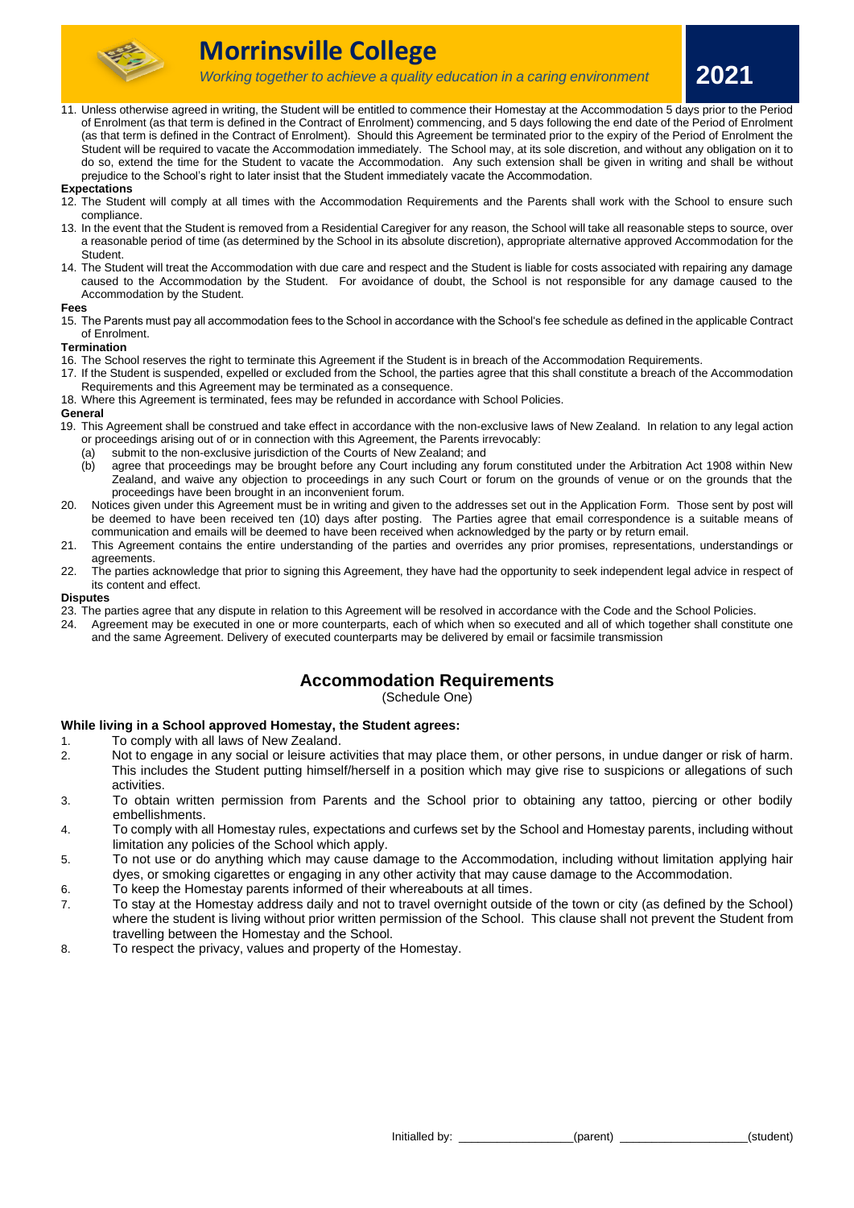11. Unless otherwise agreed in writing, the Student will be entitled to commence their Homestay at the Accommodation 5 days prior to the Period of Enrolment (as that term is defined in the Contract of Enrolment) commencing, and 5 days following the end date of the Period of Enrolment (as that term is defined in the Contract of Enrolment). Should this Agreement be terminated prior to the expiry of the Period of Enrolment the Student will be required to vacate the Accommodation immediately. The School may, at its sole discretion, and without any obligation on it to do so, extend the time for the Student to vacate the Accommodation. Any such extension shall be given in writing and shall be without prejudice to the School's right to later insist that the Student immediately vacate the Accommodation.

**Expectations**

12. The Student will comply at all times with the Accommodation Requirements and the Parents shall work with the School to ensure such compliance.
13. In the event that the Student is removed from a Residential Caregiver for any reason, the School will take all reasonable steps to source, over a reasonable period of time (as determined by the School in its absolute discretion), appropriate alternative approved Accommodation for the Student.
14. The Student will treat the Accommodation with due care and respect and the Student is liable for costs associated with repairing any damage caused to the Accommodation by the Student. For avoidance of doubt, the School is not responsible for any damage caused to the Accommodation by the Student.

**Fees**

15. The Parents must pay all accommodation fees to the School in accordance with the School's fee schedule as defined in the applicable Contract of Enrolment.

**Termination**

16. The School reserves the right to terminate this Agreement if the Student is in breach of the Accommodation Requirements.
17. If the Student is suspended, expelled or excluded from the School, the parties agree that this shall constitute a breach of the Accommodation Requirements and this Agreement may be terminated as a consequence.
18. Where this Agreement is terminated, fees may be refunded in accordance with School Policies.

**General**

19. This Agreement shall be construed and take effect in accordance with the non-exclusive laws of New Zealand. In relation to any legal action or proceedings arising out of or in connection with this Agreement, the Parents irrevocably:
    (a) submit to the non-exclusive jurisdiction of the Courts of New Zealand; and
    (b) agree that proceedings may be brought before any Court including any forum constituted under the Arbitration Act 1908 within New Zealand, and waive any objection to proceedings in any such Court or forum on the grounds of venue or on the grounds that the proceedings have been brought in an inconvenient forum.
20. Notices given under this Agreement must be in writing and given to the addresses set out in the Application Form. Those sent by post will be deemed to have been received ten (10) days after posting. The Parties agree that email correspondence is a suitable means of communication and emails will be deemed to have been received when acknowledged by the party or by return email.
21. This Agreement contains the entire understanding of the parties and overrides any prior promises, representations, understandings or agreements.
22. The parties acknowledge that prior to signing this Agreement, they have had the opportunity to seek independent legal advice in respect of its content and effect.

**Disputes**

23. The parties agree that any dispute in relation to this Agreement will be resolved in accordance with the Code and the School Policies.
24. Agreement may be executed in one or more counterparts, each of which when so executed and all of which together shall constitute one and the same Agreement. Delivery of executed counterparts may be delivered by email or facsimile transmission

## Accommodation Requirements

(Schedule One)

**While living in a School approved Homestay, the Student agrees:**

1. To comply with all laws of New Zealand.
2. Not to engage in any social or leisure activities that may place them, or other persons, in undue danger or risk of harm. This includes the Student putting himself/herself in a position which may give rise to suspicions or allegations of such activities.
3. To obtain written permission from Parents and the School prior to obtaining any tattoo, piercing or other bodily embellishments.
4. To comply with all Homestay rules, expectations and curfews set by the School and Homestay parents, including without limitation any policies of the School which apply.
5. To not use or do anything which may cause damage to the Accommodation, including without limitation applying hair dyes, or smoking cigarettes or engaging in any other activity that may cause damage to the Accommodation.
6. To keep the Homestay parents informed of their whereabouts at all times.
7. To stay at the Homestay address daily and not to travel overnight outside of the town or city (as defined by the School) where the student is living without prior written permission of the School. This clause shall not prevent the Student from travelling between the Homestay and the School.
8. To respect the privacy, values and property of the Homestay.

Initialled by: ________________(parent) __________________(student)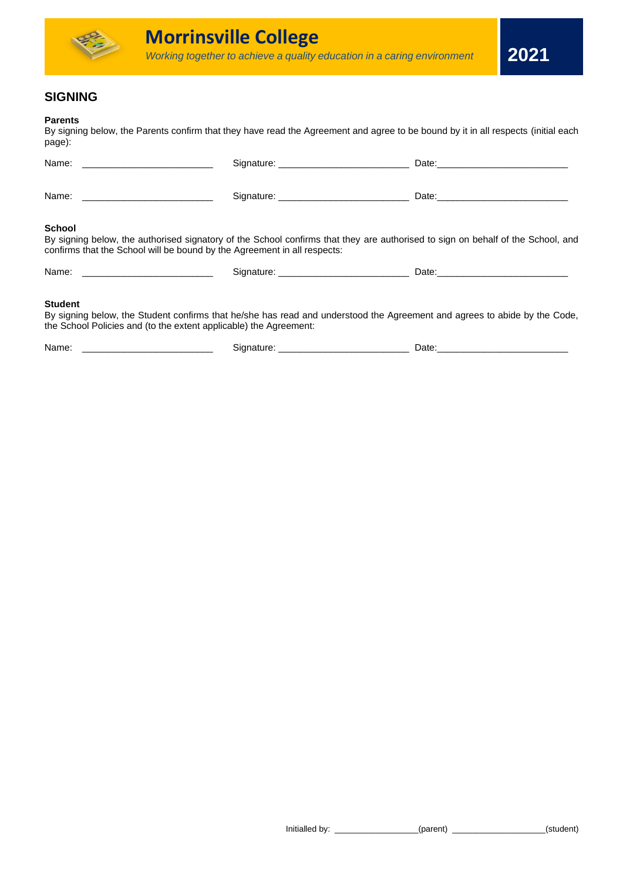## SIGNING

**Parents**

By signing below, the Parents confirm that they have read the Agreement and agree to be bound by it in all respects (initial each page):

Name: ________________________ Signature: ________________________ Date:________________________

Name: ________________________ Signature: ________________________ Date:________________________

**School**

By signing below, the authorised signatory of the School confirms that they are authorised to sign on behalf of the School, and confirms that the School will be bound by the Agreement in all respects:

Name: ________________________ Signature: ________________________ Date:________________________

**Student**

By signing below, the Student confirms that he/she has read and understood the Agreement and agrees to abide by the Code, the School Policies and (to the extent applicable) the Agreement:

Name: ________________________ Signature: ________________________ Date:________________________

Initialled by: _________________(parent) ___________________(student)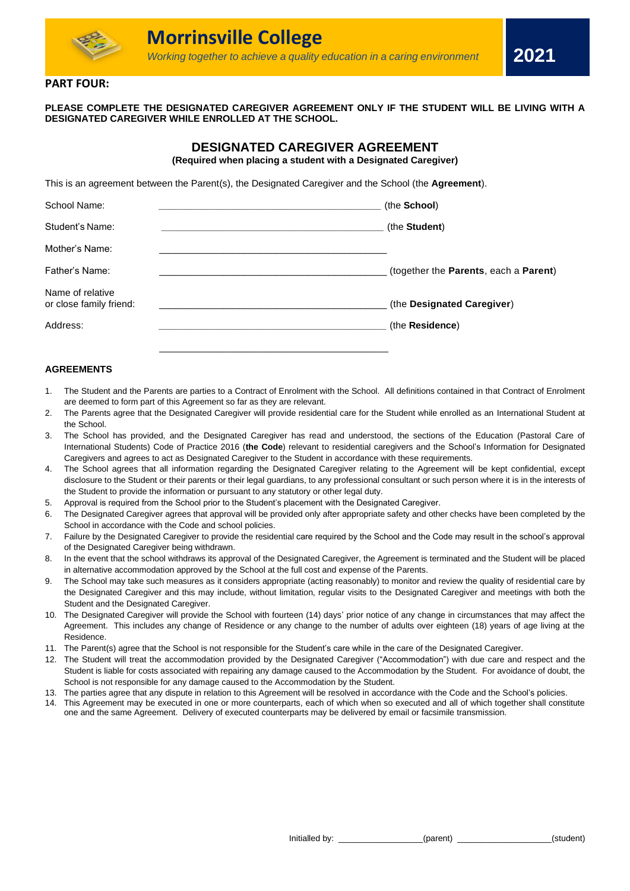# Morrinsville College

*Working together to achieve a quality education in a caring environment*

**2021**

**PART FOUR:**

**PLEASE COMPLETE THE DESIGNATED CAREGIVER AGREEMENT ONLY IF THE STUDENT WILL BE LIVING WITH A DESIGNATED CAREGIVER WHILE ENROLLED AT THE SCHOOL.**

## DESIGNATED CAREGIVER AGREEMENT

**(Required when placing a student with a Designated Caregiver)**

This is an agreement between the Parent(s), the Designated Caregiver and the School (the **Agreement**).

School Name: ________________________________________ (the **School**)

Student's Name: ________________________________________ (the **Student**)

Mother's Name: ________________________________________

Father's Name: ________________________________________ (together the **Parents**, each a **Parent**)

Name of relative or close family friend: ________________________________________ (the **Designated Caregiver**)

Address: ________________________________________ (the **Residence**)

________________________________________

**AGREEMENTS**

1. The Student and the Parents are parties to a Contract of Enrolment with the School. All definitions contained in that Contract of Enrolment are deemed to form part of this Agreement so far as they are relevant.
2. The Parents agree that the Designated Caregiver will provide residential care for the Student while enrolled as an International Student at the School.
3. The School has provided, and the Designated Caregiver has read and understood, the sections of the Education (Pastoral Care of International Students) Code of Practice 2016 (**the Code**) relevant to residential caregivers and the School's Information for Designated Caregivers and agrees to act as Designated Caregiver to the Student in accordance with these requirements.
4. The School agrees that all information regarding the Designated Caregiver relating to the Agreement will be kept confidential, except disclosure to the Student or their parents or their legal guardians, to any professional consultant or such person where it is in the interests of the Student to provide the information or pursuant to any statutory or other legal duty.
5. Approval is required from the School prior to the Student's placement with the Designated Caregiver.
6. The Designated Caregiver agrees that approval will be provided only after appropriate safety and other checks have been completed by the School in accordance with the Code and school policies.
7. Failure by the Designated Caregiver to provide the residential care required by the School and the Code may result in the school's approval of the Designated Caregiver being withdrawn.
8. In the event that the school withdraws its approval of the Designated Caregiver, the Agreement is terminated and the Student will be placed in alternative accommodation approved by the School at the full cost and expense of the Parents.
9. The School may take such measures as it considers appropriate (acting reasonably) to monitor and review the quality of residential care by the Designated Caregiver and this may include, without limitation, regular visits to the Designated Caregiver and meetings with both the Student and the Designated Caregiver.
10. The Designated Caregiver will provide the School with fourteen (14) days' prior notice of any change in circumstances that may affect the Agreement. This includes any change of Residence or any change to the number of adults over eighteen (18) years of age living at the Residence.
11. The Parent(s) agree that the School is not responsible for the Student's care while in the care of the Designated Caregiver.
12. The Student will treat the accommodation provided by the Designated Caregiver ("Accommodation") with due care and respect and the Student is liable for costs associated with repairing any damage caused to the Accommodation by the Student. For avoidance of doubt, the School is not responsible for any damage caused to the Accommodation by the Student.
13. The parties agree that any dispute in relation to this Agreement will be resolved in accordance with the Code and the School's policies.
14. This Agreement may be executed in one or more counterparts, each of which when so executed and all of which together shall constitute one and the same Agreement. Delivery of executed counterparts may be delivered by email or facsimile transmission.

Initialled by: _________________(parent) ___________________(student)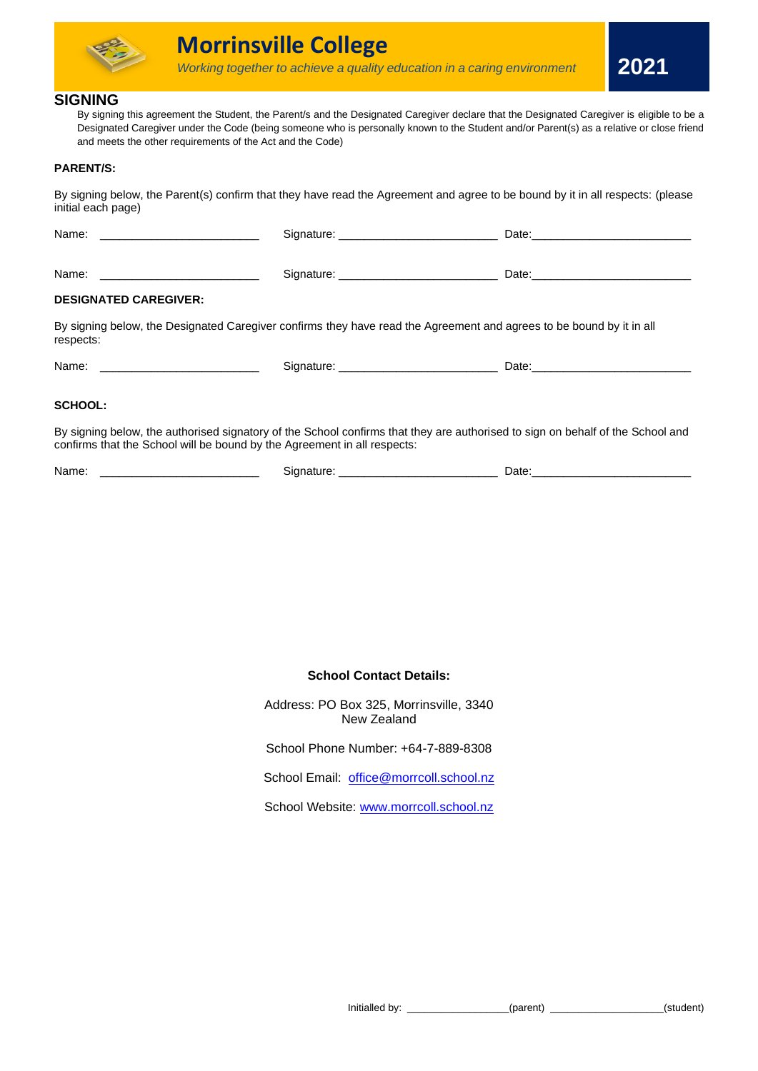## SIGNING

By signing this agreement the Student, the Parent/s and the Designated Caregiver declare that the Designated Caregiver is eligible to be a Designated Caregiver under the Code (being someone who is personally known to the Student and/or Parent(s) as a relative or close friend and meets the other requirements of the Act and the Code)

**PARENT/S:**

By signing below, the Parent(s) confirm that they have read the Agreement and agree to be bound by it in all respects: (please initial each page)

Name: ________________________ Signature: ________________________ Date:________________________

Name: ________________________ Signature: ________________________ Date:________________________

**DESIGNATED CAREGIVER:**

By signing below, the Designated Caregiver confirms they have read the Agreement and agrees to be bound by it in all respects:

Name: ________________________ Signature: ________________________ Date:________________________

**SCHOOL:**

By signing below, the authorised signatory of the School confirms that they are authorised to sign on behalf of the School and confirms that the School will be bound by the Agreement in all respects:

Name: ________________________ Signature: ________________________ Date:________________________

**School Contact Details:**

Address: PO Box 325, Morrinsville, 3340
New Zealand

School Phone Number: +64-7-889-8308

School Email: office@morrcoll.school.nz

School Website: www.morrcoll.school.nz

Initialled by: ________________(parent) __________________(student)